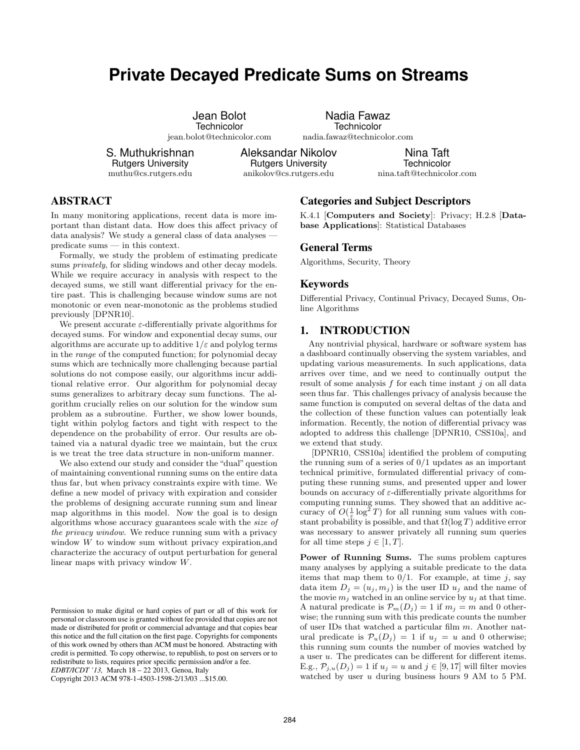# Private Decayed Predicate Sums on Streams

Jean Bolot
Technicolor
jean.bolot@technicolor.com

Nadia Fawaz
Technicolor
nadia.fawaz@technicolor.com

S. Muthukrishnan
Rutgers University
muthu@cs.rutgers.edu

Aleksandar Nikolov
Rutgers University
anikolov@cs.rutgers.edu

Nina Taft
Technicolor
nina.taft@technicolor.com

## ABSTRACT

In many monitoring applications, recent data is more important than distant data. How does this affect privacy of data analysis? We study a general class of data analyses — predicate sums — in this context.

Formally, we study the problem of estimating predicate sums *privately*, for sliding windows and other decay models. While we require accuracy in analysis with respect to the decayed sums, we still want differential privacy for the entire past. This is challenging because window sums are not monotonic or even near-monotonic as the problems studied previously [DPNR10].

We present accurate $\varepsilon$-differentially private algorithms for decayed sums. For window and exponential decay sums, our algorithms are accurate up to additive $1/\varepsilon$ and polylog terms in the *range* of the computed function; for polynomial decay sums which are technically more challenging because partial solutions do not compose easily, our algorithms incur additional relative error. Our algorithm for polynomial decay sums generalizes to arbitrary decay sum functions. The algorithm crucially relies on our solution for the window sum problem as a subroutine. Further, we show lower bounds, tight within polylog factors and tight with respect to the dependence on the probability of error. Our results are obtained via a natural dyadic tree we maintain, but the crux is we treat the tree data structure in non-uniform manner.

We also extend our study and consider the "dual" question of maintaining conventional running sums on the entire data thus far, but when privacy constraints expire with time. We define a new model of privacy with expiration and consider the problems of designing accurate running sum and linear map algorithms in this model. Now the goal is to design algorithms whose accuracy guarantees scale with the *size of the privacy window*. We reduce running sum with a privacy window $W$ to window sum without privacy expiration,and characterize the accuracy of output perturbation for general linear maps with privacy window $W$.

Permission to make digital or hard copies of part or all of this work for personal or classroom use is granted without fee provided that copies are not made or distributed for profit or commercial advantage and that copies bear this notice and the full citation on the first page. Copyrights for components of this work owned by others than ACM must be honored. Abstracting with credit is permitted. To copy otherwise, to republish, to post on servers or to redistribute to lists, requires prior specific permission and/or a fee.
*EDBT/ICDT '13,* March 18 – 22 2013, Genoa, Italy
Copyright 2013 ACM 978-1-4503-1598-2/13/03 ...$15.00.

## Categories and Subject Descriptors

K.4.1 [**Computers and Society**]: Privacy; H.2.8 [**Database Applications**]: Statistical Databases

## General Terms

Algorithms, Security, Theory

## Keywords

Differential Privacy, Continual Privacy, Decayed Sums, Online Algorithms

## 1. INTRODUCTION

Any nontrivial physical, hardware or software system has a dashboard continually observing the system variables, and updating various measurements. In such applications, data arrives over time, and we need to continually output the result of some analysis $f$ for each time instant $j$ on all data seen thus far. This challenges privacy of analysis because the same function is computed on several deltas of the data and the collection of these function values can potentially leak information. Recently, the notion of differential privacy was adopted to address this challenge [DPNR10, CSS10a], and we extend that study.

[DPNR10, CSS10a] identified the problem of computing the running sum of a series of 0/1 updates as an important technical primitive, formulated differential privacy of computing these running sums, and presented upper and lower bounds on accuracy of $\varepsilon$-differentially private algorithms for computing running sums. They showed that an additive accuracy of $O(\frac{1}{\varepsilon}\log^2 T)$ for all running sum values with constant probability is possible, and that $\Omega(\log T)$ additive error was necessary to answer privately all running sum queries for all time steps $j \in [1, T]$.

**Power of Running Sums.** The sums problem captures many analyses by applying a suitable predicate to the data items that map them to 0/1. For example, at time $j$, say data item $D_j = (u_j, m_j)$ is the user ID $u_j$ and the name of the movie $m_j$ watched in an online service by $u_j$ at that time. A natural predicate is $\mathcal{P}_m(D_j) = 1$ if $m_j = m$ and 0 otherwise; the running sum with this predicate counts the number of user IDs that watched a particular film $m$. Another natural predicate is $\mathcal{P}_u(D_j) = 1$ if $u_j = u$ and 0 otherwise; this running sum counts the number of movies watched by a user $u$. The predicates can be different for different items. E.g., $\mathcal{P}_{j,u}(D_j) = 1$ if $u_j = u$ and $j \in [9, 17]$ will filter movies watched by user $u$ during business hours 9 AM to 5 PM.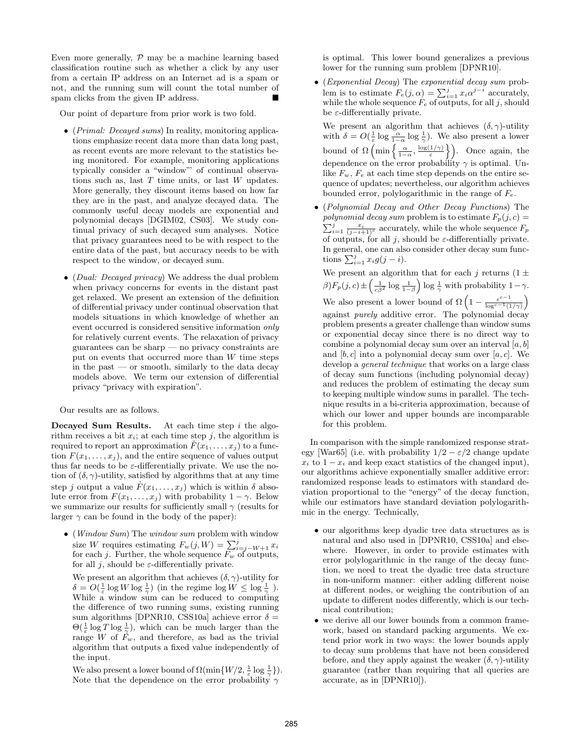Even more generally, $\mathcal{P}$ may be a machine learning based classification routine such as whether a click by any user from a certain IP address on an Internet ad is a spam or not, and the running sum will count the total number of spam clicks from the given IP address. ■

Our point of departure from prior work is two fold.

- (*Primal: Decayed sums*) In reality, monitoring applications emphasize recent data more than data long past, as recent events are more relevant to the statistics being monitored. For example, monitoring applications typically consider a "window"' of continual observations such as, last $T$ time units, or last $W$ updates. More generally, they discount items based on how far they are in the past, and analyze decayed data. The commonly useful decay models are exponential and polynomial decays [DGIM02, CS03]. We study continual privacy of such decayed sum analyses. Notice that privacy guarantees need to be with respect to the entire data of the past, but accuracy needs to be with respect to the window, or decayed sum.
- (*Dual: Decayed privacy*) We address the dual problem when privacy concerns for events in the distant past get relaxed. We present an extension of the definition of differential privacy under continual observation that models situations in which knowledge of whether an event occurred is considered sensitive information *only* for relatively current events. The relaxation of privacy guarantees can be sharp — no privacy constraints are put on events that occurred more than $W$ time steps in the past — or smooth, similarly to the data decay models above. We term our extension of differential privacy "privacy with expiration".

Our results are as follows.

**Decayed Sum Results.** At each time step $i$ the algorithm receives a bit $x_i$; at each time step $j$, the algorithm is required to report an approximation $\hat{F}(x_1, \ldots, x_j)$ to a function $F(x_1, \ldots, x_j)$, and the entire sequence of values output thus far needs to be $\varepsilon$-differentially private. We use the notion of $(\delta, \gamma)$-utility, satisfied by algorithms that at any time step $j$ output a value $\hat{F}(x_1, \ldots, x_j)$ which is within $\delta$ absolute error from $F(x_1, \ldots, x_j)$ with probability $1 - \gamma$. Below we summarize our results for sufficiently small $\gamma$ (results for larger $\gamma$ can be found in the body of the paper):

- (*Window Sum*) The *window sum* problem with window size $W$ requires estimating $F_w(j, W) = \sum_{i=j-W+1}^{j} x_i$ for each $j$. Further, the whole sequence $F_w$ of outputs, for all $j$, should be $\varepsilon$-differentially private.

  We present an algorithm that achieves $(\delta, \gamma)$-utility for $\delta = O(\frac{1}{\varepsilon} \log W \log \frac{1}{\gamma})$ (in the regime $\log W \leq \log \frac{1}{\gamma}$ ). While a window sum can be reduced to computing the difference of two running sums, existing running sum algorithms [DPNR10, CSS10a] achieve error $\delta = \Theta(\frac{1}{\varepsilon} \log T \log \frac{1}{\gamma})$, which can be much larger than the range $W$ of $F_w$, and therefore, as bad as the trivial algorithm that outputs a fixed value independently of the input.

  We also present a lower bound of $\Omega(\min\{W/2, \frac{1}{\varepsilon} \log \frac{1}{\gamma}\})$. Note that the dependence on the error probability $\gamma$ is optimal. This lower bound generalizes a previous lower for the running sum problem [DPNR10].
- (*Exponential Decay*) The *exponential decay sum* problem is to estimate $F_e(j, \alpha) = \sum_{i=1}^{j} x_i \alpha^{j-i}$ accurately, while the whole sequence $F_e$ of outputs, for all $j$, should be $\varepsilon$-differentially private.

  We present an algorithm that achieves $(\delta, \gamma)$-utility with $\delta = O(\frac{1}{\varepsilon} \log \frac{\alpha}{1-\alpha} \log \frac{1}{\gamma})$. We also present a lower bound of $\Omega\left(\min\left\{\frac{\alpha}{1-\alpha}, \frac{\log(1/\gamma)}{\varepsilon}\right\}\right)$. Once again, the dependence on the error probability $\gamma$ is optimal. Unlike $F_w$, $F_e$ at each time step depends on the entire sequence of updates; nevertheless, our algorithm achieves bounded error, polylogarithmic in the range of $F_e$.
- (*Polynomial Decay and Other Decay Functions*) The *polynomial decay sum* problem is to estimate $F_p(j, c) = \sum_{i=1}^{j} \frac{x_i}{(j-i+1)^c}$ accurately, while the whole sequence $F_p$ of outputs, for all $j$, should be $\varepsilon$-differentially private. In general, one can also consider other decay sum functions $\sum_{i=1}^{j} x_i g(j-i)$.

  We present an algorithm that for each $j$ returns $(1 \pm \beta)F_p(j, c) \pm \left(\frac{1}{c\beta^2} \log \frac{1}{1-\beta}\right) \log \frac{1}{\gamma}$ with probability $1-\gamma$. We also present a lower bound of $\Omega\left(1 - \frac{\varepsilon^{c-1}}{\log^{c-1}(1/\gamma)}\right)$ against *purely* additive error. The polynomial decay problem presents a greater challenge than window sums or exponential decay since there is no direct way to combine a polynomial decay sum over an interval $[a, b]$ and $[b, c]$ into a polynomial decay sum over $[a, c]$. We develop a *general technique* that works on a large class of decay sum functions (including polynomial decay) and reduces the problem of estimating the decay sum to keeping multiple window sums in parallel. The technique results in a bi-criteria approximation, because of which our lower and upper bounds are incomparable for this problem.

In comparison with the simple randomized response strategy [War65] (i.e. with probability $1/2 - \varepsilon/2$ change update $x_i$ to $1 - x_i$ and keep exact statistics of the changed input), our algorithms achieve exponentially smaller additive error: randomized response leads to estimators with standard deviation proportional to the "energy" of the decay function, while our estimators have standard deviation polylogarithmic in the energy. Technically,

- our algorithms keep dyadic tree data structures as is natural and also used in [DPNR10, CSS10a] and elsewhere. However, in order to provide estimates with error polylogarithmic in the range of the decay function, we need to treat the dyadic tree data structure in non-uniform manner: either adding different noise at different nodes, or weighing the contribution of an update to different nodes differently, which is our technical contribution;
- we derive all our lower bounds from a common framework, based on standard packing arguments. We extend prior work in two ways: the lower bounds apply to decay sum problems that have not been considered before, and they apply against the weaker $(\delta, \gamma)$-utility guarantee (rather than requiring that all queries are accurate, as in [DPNR10]).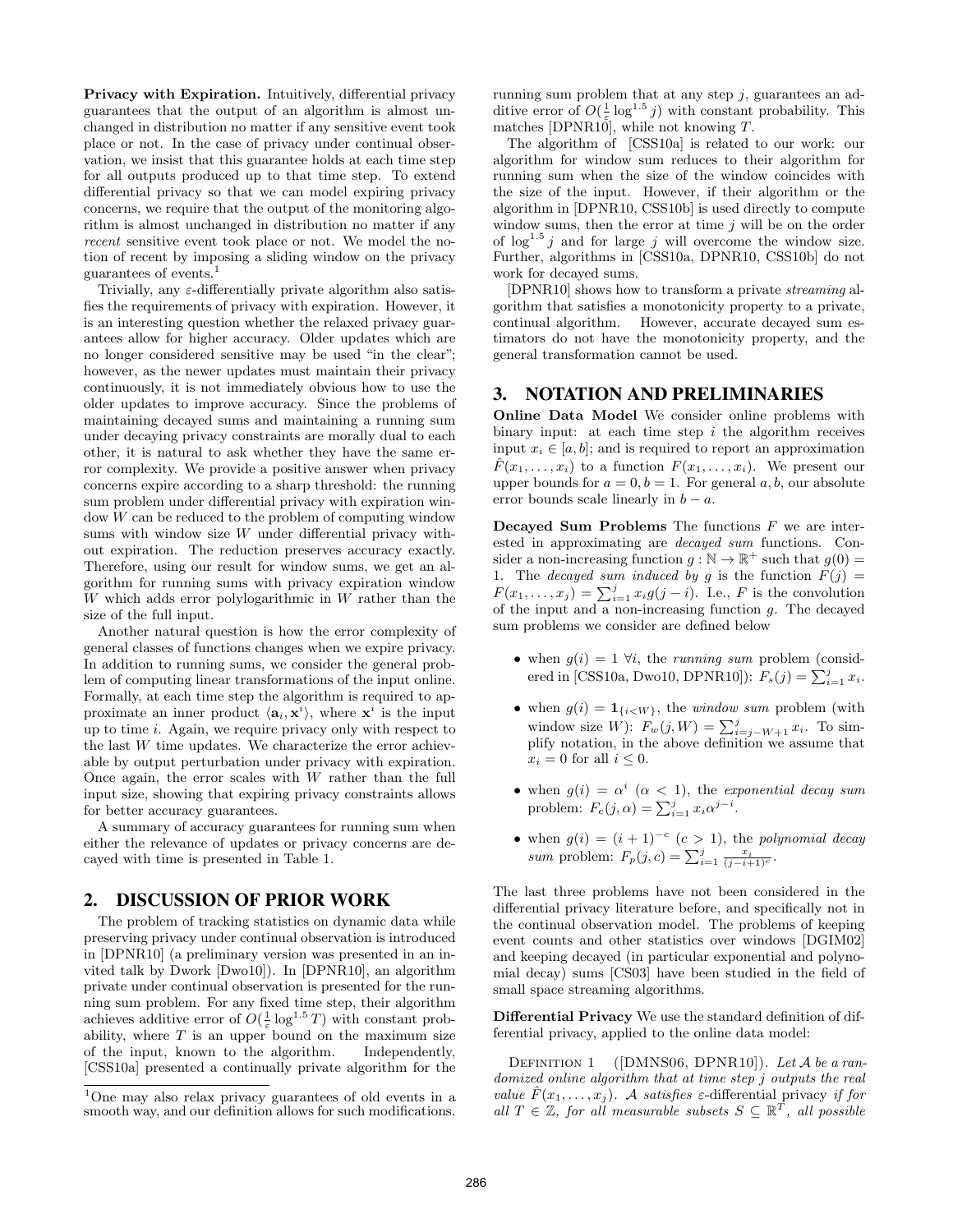**Privacy with Expiration.** Intuitively, differential privacy guarantees that the output of an algorithm is almost unchanged in distribution no matter if any sensitive event took place or not. In the case of privacy under continual observation, we insist that this guarantee holds at each time step for all outputs produced up to that time step. To extend differential privacy so that we can model expiring privacy concerns, we require that the output of the monitoring algorithm is almost unchanged in distribution no matter if any *recent* sensitive event took place or not. We model the notion of recent by imposing a sliding window on the privacy guarantees of events.[1]

Trivially, any $\varepsilon$-differentially private algorithm also satisfies the requirements of privacy with expiration. However, it is an interesting question whether the relaxed privacy guarantees allow for higher accuracy. Older updates which are no longer considered sensitive may be used "in the clear"; however, as the newer updates must maintain their privacy continuously, it is not immediately obvious how to use the older updates to improve accuracy. Since the problems of maintaining decayed sums and maintaining a running sum under decaying privacy constraints are morally dual to each other, it is natural to ask whether they have the same error complexity. We provide a positive answer when privacy concerns expire according to a sharp threshold: the running sum problem under differential privacy with expiration window $W$ can be reduced to the problem of computing window sums with window size $W$ under differential privacy without expiration. The reduction preserves accuracy exactly. Therefore, using our result for window sums, we get an algorithm for running sums with privacy expiration window $W$ which adds error polylogarithmic in $W$ rather than the size of the full input.

Another natural question is how the error complexity of general classes of functions changes when we expire privacy. In addition to running sums, we consider the general problem of computing linear transformations of the input online. Formally, at each time step the algorithm is required to approximate an inner product $\langle \mathbf{a}_i, \mathbf{x}^i \rangle$, where $\mathbf{x}^i$ is the input up to time $i$. Again, we require privacy only with respect to the last $W$ time updates. We characterize the error achievable by output perturbation under privacy with expiration. Once again, the error scales with $W$ rather than the full input size, showing that expiring privacy constraints allows for better accuracy guarantees.

A summary of accuracy guarantees for running sum when either the relevance of updates or privacy concerns are decayed with time is presented in Table 1.

## 2. DISCUSSION OF PRIOR WORK

The problem of tracking statistics on dynamic data while preserving privacy under continual observation is introduced in [DPNR10] (a preliminary version was presented in an invited talk by Dwork [Dwo10]). In [DPNR10], an algorithm private under continual observation is presented for the running sum problem. For any fixed time step, their algorithm achieves additive error of $O(\frac{1}{\varepsilon}\log^{1.5} T)$ with constant probability, where $T$ is an upper bound on the maximum size of the input, known to the algorithm. Independently, [CSS10a] presented a continually private algorithm for the running sum problem that at any step $j$, guarantees an additive error of $O(\frac{1}{\varepsilon}\log^{1.5} j)$ with constant probability. This matches [DPNR10], while not knowing $T$.

The algorithm of [CSS10a] is related to our work: our algorithm for window sum reduces to their algorithm for running sum when the size of the window coincides with the size of the input. However, if their algorithm or the algorithm in [DPNR10, CSS10b] is used directly to compute window sums, then the error at time $j$ will be on the order of $\log^{1.5} j$ and for large $j$ will overcome the window size. Further, algorithms in [CSS10a, DPNR10, CSS10b] do not work for decayed sums.

[DPNR10] shows how to transform a private *streaming* algorithm that satisfies a monotonicity property to a private, continual algorithm. However, accurate decayed sum estimators do not have the monotonicity property, and the general transformation cannot be used.

## 3. NOTATION AND PRELIMINARIES

**Online Data Model** We consider online problems with binary input: at each time step $i$ the algorithm receives input $x_i \in [a, b]$; and is required to report an approximation $\hat{F}(x_1, \ldots, x_i)$ to a function $F(x_1, \ldots, x_i)$. We present our upper bounds for $a = 0, b = 1$. For general $a, b$, our absolute error bounds scale linearly in $b - a$.

**Decayed Sum Problems** The functions $F$ we are interested in approximating are *decayed sum* functions. Consider a non-increasing function $g : \mathbb{N} \to \mathbb{R}^+$ such that $g(0) = 1$. The *decayed sum induced by* $g$ is the function $F(j) = F(x_1, \ldots, x_j) = \sum_{i=1}^{j} x_i g(j - i)$. I.e., $F$ is the convolution of the input and a non-increasing function $g$. The decayed sum problems we consider are defined below

- when $g(i) = 1 \ \forall i$, the *running sum* problem (considered in [CSS10a, Dwo10, DPNR10]): $F_s(j) = \sum_{i=1}^{j} x_i$.
- when $g(i) = \mathbf{1}_{\{i<W\}}$, the *window sum* problem (with window size $W$): $F_w(j, W) = \sum_{i=j-W+1}^{j} x_i$. To simplify notation, in the above definition we assume that $x_i = 0$ for all $i \leq 0$.
- when $g(i) = \alpha^i$ ($\alpha < 1$), the *exponential decay sum* problem: $F_e(j, \alpha) = \sum_{i=1}^{j} x_i \alpha^{j-i}$.
- when $g(i) = (i+1)^{-c}$ ($c > 1$), the *polynomial decay sum* problem: $F_p(j, c) = \sum_{i=1}^{j} \frac{x_i}{(j-i+1)^c}$.

The last three problems have not been considered in the differential privacy literature before, and specifically not in the continual observation model. The problems of keeping event counts and other statistics over windows [DGIM02] and keeping decayed (in particular exponential and polynomial decay) sums [CS03] have been studied in the field of small space streaming algorithms.

**Differential Privacy** We use the standard definition of differential privacy, applied to the online data model:

Definition 1 ([DMNS06, DPNR10]). *Let $\mathcal{A}$ be a randomized online algorithm that at time step $j$ outputs the real value $\hat{F}(x_1, \ldots, x_j)$. $\mathcal{A}$ satisfies $\varepsilon$-differential privacy if for all $T \in \mathbb{Z}$, for all measurable subsets $S \subseteq \mathbb{R}^T$, all possible*

[1] One may also relax privacy guarantees of old events in a smooth way, and our definition allows for such modifications.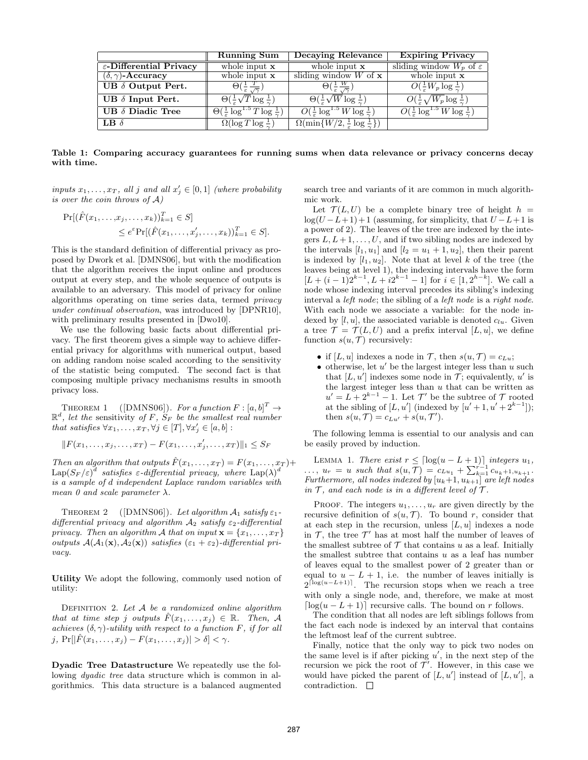| | **Running Sum** | **Decaying Relevance** | **Expiring Privacy** |
|---|---|---|---|
| **$\varepsilon$-Differential Privacy** | whole input $\mathbf{x}$ | whole input $\mathbf{x}$ | sliding window $W_p$ of $\varepsilon$ |
| **$(\delta, \gamma)$-Accuracy** | whole input $\mathbf{x}$ | sliding window $W$ of $\mathbf{x}$ | whole input $\mathbf{x}$ |
| **UB $\delta$ Output Pert.** | $\Theta(\frac{1}{\varepsilon}\frac{T}{\sqrt{\gamma}})$ | $\Theta(\frac{1}{\varepsilon}\frac{W}{\sqrt{\gamma}})$ | $O(\frac{1}{\varepsilon}W_p \log\frac{1}{\gamma})$ |
| **UB $\delta$ Input Pert.** | $\Theta(\frac{1}{\varepsilon}\sqrt{T}\log\frac{1}{\gamma})$ | $\Theta(\frac{1}{\varepsilon}\sqrt{W}\log\frac{1}{\gamma})$ | $O(\frac{1}{\varepsilon}\sqrt{W_p}\log\frac{1}{\gamma})$ |
| **UB $\delta$ Diadic Tree** | $\Theta(\frac{1}{\varepsilon}\log^{1.5} T\log\frac{1}{\gamma})$ | $O(\frac{1}{\varepsilon}\log^{1.5} W\log\frac{1}{\gamma})$ | $O(\frac{1}{\varepsilon}\log^{1.5} W\log\frac{1}{\gamma})$ |
| **LB $\delta$** | $\Omega(\log T\log\frac{1}{\gamma})$ | $\Omega(\min\{W/2, \frac{1}{\varepsilon}\log\frac{1}{\gamma}\})$ | |

**Table 1: Comparing accuracy guarantees for running sums when data relevance or privacy concerns decay with time.**

*inputs $x_1, \ldots, x_T$, all $j$ and all $x'_j \in [0,1]$ (where probability is over the coin throws of $\mathcal{A}$)*

$$\Pr[(\hat{F}(x_1, \ldots, x_j, \ldots, x_k))_{k=1}^T \in S] \leq e^{\varepsilon}\Pr[(\hat{F}(x_1, \ldots, x'_j, \ldots, x_k))_{k=1}^T \in S].$$

This is the standard definition of differential privacy as proposed by Dwork et al. [DMNS06], but with the modification that the algorithm receives the input online and produces output at every step, and the whole sequence of outputs is available to an adversary. This model of privacy for online algorithms operating on time series data, termed *privacy under continual observation*, was introduced by [DPNR10], with preliminary results presented in [Dwo10].

We use the following basic facts about differential privacy. The first theorem gives a simple way to achieve differential privacy for algorithms with numerical output, based on adding random noise scaled according to the sensitivity of the statistic being computed. The second fact is that composing multiple privacy mechanisms results in smooth privacy loss.

THEOREM 1 ([DMNS06]). *For a function $F : [a,b]^T \to \mathbb{R}^d$, let the* sensitivity *of $F$, $S_F$ be the smallest real number that satisfies $\forall x_1, \ldots, x_T, \forall j \in [T], \forall x'_j \in [a,b]$ :*

$$\|F(x_1, \ldots, x_j, \ldots, x_T) - F(x_1, \ldots, x'_j, \ldots, x_T)\|_1 \leq S_F$$

*Then an algorithm that outputs $\hat{F}(x_1, \ldots, x_T) = F(x_1, \ldots, x_T) + \mathrm{Lap}(S_F/\varepsilon)^d$ satisfies $\varepsilon$-differential privacy, where $\mathrm{Lap}(\lambda)^d$ is a sample of $d$ independent Laplace random variables with mean 0 and scale parameter $\lambda$.*

THEOREM 2 ([DMNS06]). *Let algorithm $\mathcal{A}_1$ satisfy $\varepsilon_1$-differential privacy and algorithm $\mathcal{A}_2$ satisfy $\varepsilon_2$-differential privacy. Then an algorithm $\mathcal{A}$ that on input $\mathbf{x} = \{x_1, \ldots, x_T\}$ outputs $\mathcal{A}(\mathcal{A}_1(\mathbf{x}), \mathcal{A}_2(\mathbf{x}))$ satisfies $(\varepsilon_1 + \varepsilon_2)$-differential privacy.*

**Utility** We adopt the following, commonly used notion of utility:

DEFINITION 2. *Let $\mathcal{A}$ be a randomized online algorithm that at time step $j$ outputs $\hat{F}(x_1, \ldots, x_j) \in \mathbb{R}$. Then, $\mathcal{A}$ achieves $(\delta, \gamma)$-utility with respect to a function $F$, if for all $j$, $\Pr[|\hat{F}(x_1, \ldots, x_j) - F(x_1, \ldots, x_j)| > \delta] < \gamma$.*

**Dyadic Tree Datastructure** We repeatedly use the following *dyadic tree* data structure which is common in algorithmics. This data structure is a balanced augmented search tree and variants of it are common in much algorithmic work.

Let $\mathcal{T}(L, U)$ be a complete binary tree of height $h = \log(U - L + 1) + 1$ (assuming, for simplicity, that $U - L + 1$ is a power of 2). The leaves of the tree are indexed by the integers $L, L+1, \ldots, U$, and if two sibling nodes are indexed by the intervals $[l_1, u_1]$ and $[l_2 = u_1 + 1, u_2]$, then their parent is indexed by $[l_1, u_2]$. Note that at level $k$ of the tree (the leaves being at level 1), the indexing intervals have the form $[L + (i-1)2^{k-1}, L + i2^{k-1} - 1]$ for $i \in [1, 2^{h-k}]$. We call a node whose indexing interval precedes its sibling's indexing interval a *left node*; the sibling of a *left node* is a *right node*. With each node we associate a variable: for the node indexed by $[l, u]$, the associated variable is denoted $c_{lu}$. Given a tree $\mathcal{T} = \mathcal{T}(L, U)$ and a prefix interval $[L, u]$, we define function $s(u, \mathcal{T})$ recursively:

- if $[L, u]$ indexes a node in $\mathcal{T}$, then $s(u, \mathcal{T}) = c_{Lu}$;
- otherwise, let $u'$ be the largest integer less than $u$ such that $[L, u']$ indexes some node in $\mathcal{T}$; equivalently, $u'$ is the largest integer less than $u$ that can be written as $u' = L + 2^{k-1} - 1$. Let $\mathcal{T}'$ be the subtree of $\mathcal{T}$ rooted at the sibling of $[L, u']$ (indexed by $[u'+1, u'+2^{k-1}]$); then $s(u, \mathcal{T}) = c_{Lu'} + s(u, \mathcal{T}')$.

The following lemma is essential to our analysis and can be easily proved by induction.

LEMMA 1. *There exist $r \leq \lceil \log(u - L + 1) \rceil$ integers $u_1$, $\ldots$, $u_r = u$ such that $s(u, \mathcal{T}) = c_{Lu_1} + \sum_{k=1}^{r-1} c_{u_k+1, u_{k+1}}$. Furthermore, all nodes indexed by $[u_k+1, u_{k+1}]$ are left nodes in $\mathcal{T}$, and each node is in a different level of $\mathcal{T}$.*

PROOF. The integers $u_1, \ldots, u_r$ are given directly by the recursive definition of $s(u, \mathcal{T})$. To bound $r$, consider that at each step in the recursion, unless $[L, u]$ indexes a node in $\mathcal{T}$, the tree $\mathcal{T}'$ has at most half the number of leaves of the smallest subtree of $\mathcal{T}$ that contains $u$ as a leaf. Initially the smallest subtree that contains $u$ as a leaf has number of leaves equal to the smallest power of 2 greater than or equal to $u - L + 1$, i.e. the number of leaves initially is $2^{\lceil \log(u-L+1) \rceil}$. The recursion stops when we reach a tree with only a single node, and, therefore, we make at most $\lceil \log(u - L + 1) \rceil$ recursive calls. The bound on $r$ follows.

The condition that all nodes are left siblings follows from the fact each node is indexed by an interval that contains the leftmost leaf of the current subtree.

Finally, notice that the only way to pick two nodes on the same level is if after picking $u'$, in the next step of the recursion we pick the root of $\mathcal{T}'$. However, in this case we would have picked the parent of $[L, u']$ instead of $[L, u']$, a contradiction. □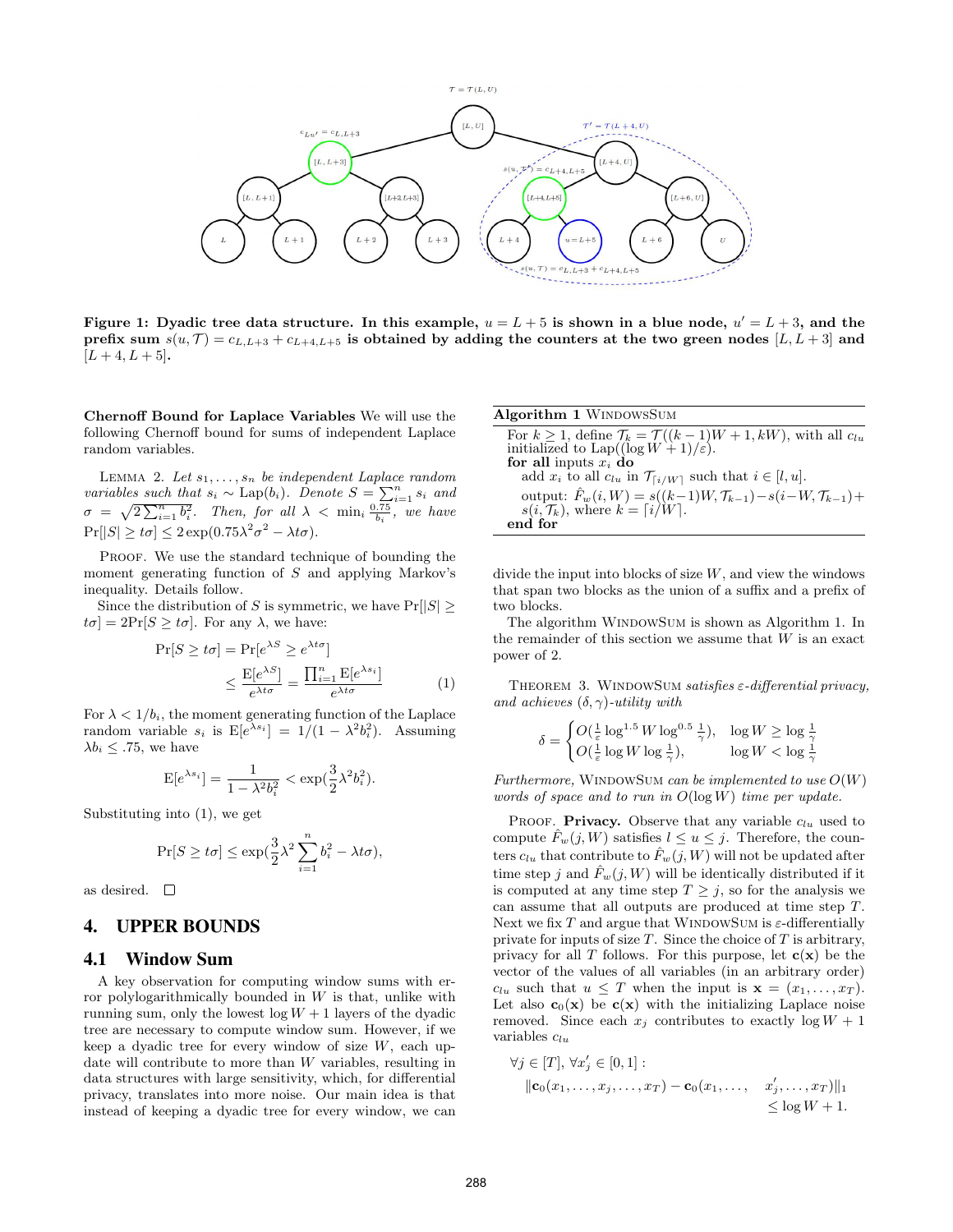**Figure 1: Dyadic tree data structure. In this example, $u = L+5$ is shown in a blue node, $u' = L+3$, and the prefix sum $s(u, \mathcal{T}) = c_{L,L+3} + c_{L+4,L+5}$ is obtained by adding the counters at the two green nodes $[L, L+3]$ and $[L+4, L+5]$.**

**Chernoff Bound for Laplace Variables** We will use the following Chernoff bound for sums of independent Laplace random variables.

LEMMA 2. *Let $s_1, \ldots, s_n$ be independent Laplace random variables such that $s_i \sim \text{Lap}(b_i)$. Denote $S = \sum_{i=1}^n s_i$ and $\sigma = \sqrt{2\sum_{i=1}^n b_i^2}$. Then, for all $\lambda < \min_i \frac{0.75}{b_i}$, we have $\Pr[|S| \geq t\sigma] \leq 2\exp(0.75\lambda^2\sigma^2 - \lambda t\sigma)$.*

PROOF. We use the standard technique of bounding the moment generating function of $S$ and applying Markov's inequality. Details follow.

Since the distribution of $S$ is symmetric, we have $\Pr[|S| \geq t\sigma] = 2\Pr[S \geq t\sigma]$. For any $\lambda$, we have:

$$\Pr[S \geq t\sigma] = \Pr[e^{\lambda S} \geq e^{\lambda t\sigma}] \leq \frac{\mathrm{E}[e^{\lambda S}]}{e^{\lambda t\sigma}} = \frac{\prod_{i=1}^n \mathrm{E}[e^{\lambda s_i}]}{e^{\lambda t\sigma}} \quad (1)$$

For $\lambda < 1/b_i$, the moment generating function of the Laplace random variable $s_i$ is $\mathrm{E}[e^{\lambda s_i}] = 1/(1 - \lambda^2 b_i^2)$. Assuming $\lambda b_i \leq .75$, we have

$$\mathrm{E}[e^{\lambda s_i}] = \frac{1}{1 - \lambda^2 b_i^2} < \exp(\frac{3}{2}\lambda^2 b_i^2).$$

Substituting into (1), we get

$$\Pr[S \geq t\sigma] \leq \exp(\frac{3}{2}\lambda^2 \sum_{i=1}^n b_i^2 - \lambda t\sigma),$$

as desired. □

## 4. UPPER BOUNDS

### 4.1 Window Sum

A key observation for computing window sums with error polylogarithmically bounded in $W$ is that, unlike with running sum, only the lowest $\log W + 1$ layers of the dyadic tree are necessary to compute window sum. However, if we keep a dyadic tree for every window of size $W$, each update will contribute to more than $W$ variables, resulting in data structures with large sensitivity, which, for differential privacy, translates into more noise. Our main idea is that instead of keeping a dyadic tree for every window, we can divide the input into blocks of size $W$, and view the windows that span two blocks as the union of a suffix and a prefix of two blocks.

```
Algorithm 1 WindowSum
  For k ≥ 1, define T_k = T((k−1)W + 1, kW), with all c_lu
  initialized to Lap((log W + 1)/ε).
  for all inputs x_i do
    add x_i to all c_lu in T_⌈i/W⌉ such that i ∈ [l, u].
    output: F̂_w(i, W) = s((k−1)W, T_{k−1}) − s(i−W, T_{k−1}) +
    s(i, T_k), where k = ⌈i/W⌉.
  end for
```

The algorithm WindowSum is shown as Algorithm 1. In the remainder of this section we assume that $W$ is an exact power of 2.

THEOREM 3. *WindowSum satisfies $\varepsilon$-differential privacy, and achieves $(\delta, \gamma)$-utility with*

$$\delta = \begin{cases} O(\frac{1}{\varepsilon}\log^{1.5} W \log^{0.5} \frac{1}{\gamma}), & \log W \geq \log \frac{1}{\gamma} \\ O(\frac{1}{\varepsilon}\log W \log \frac{1}{\gamma}), & \log W < \log \frac{1}{\gamma} \end{cases}$$

*Furthermore, WindowSum can be implemented to use $O(W)$ words of space and to run in $O(\log W)$ time per update.*

PROOF. **Privacy.** Observe that any variable $c_{lu}$ used to compute $\hat{F}_w(j, W)$ satisfies $l \leq u \leq j$. Therefore, the counters $c_{lu}$ that contribute to $\hat{F}_w(j, W)$ will not be updated after time step $j$ and $\hat{F}_w(j, W)$ will be identically distributed if it is computed at any time step $T \geq j$, so for the analysis we can assume that all outputs are produced at time step $T$. Next we fix $T$ and argue that WindowSum is $\varepsilon$-differentially private for inputs of size $T$. Since the choice of $T$ is arbitrary, privacy for all $T$ follows. For this purpose, let $\mathbf{c}(\mathbf{x})$ be the vector of the values of all variables (in an arbitrary order) $c_{lu}$ such that $u \leq T$ when the input is $\mathbf{x} = (x_1, \ldots, x_T)$. Let also $\mathbf{c}_0(\mathbf{x})$ be $\mathbf{c}(\mathbf{x})$ with the initializing Laplace noise removed. Since each $x_j$ contributes to exactly $\log W + 1$ variables $c_{lu}$

$$\forall j \in [T], \forall x_j' \in [0,1]:$$
$$\|\mathbf{c}_0(x_1, \ldots, x_j, \ldots, x_T) - \mathbf{c}_0(x_1, \ldots, x_j', \ldots, x_T)\|_1 \leq \log W + 1.$$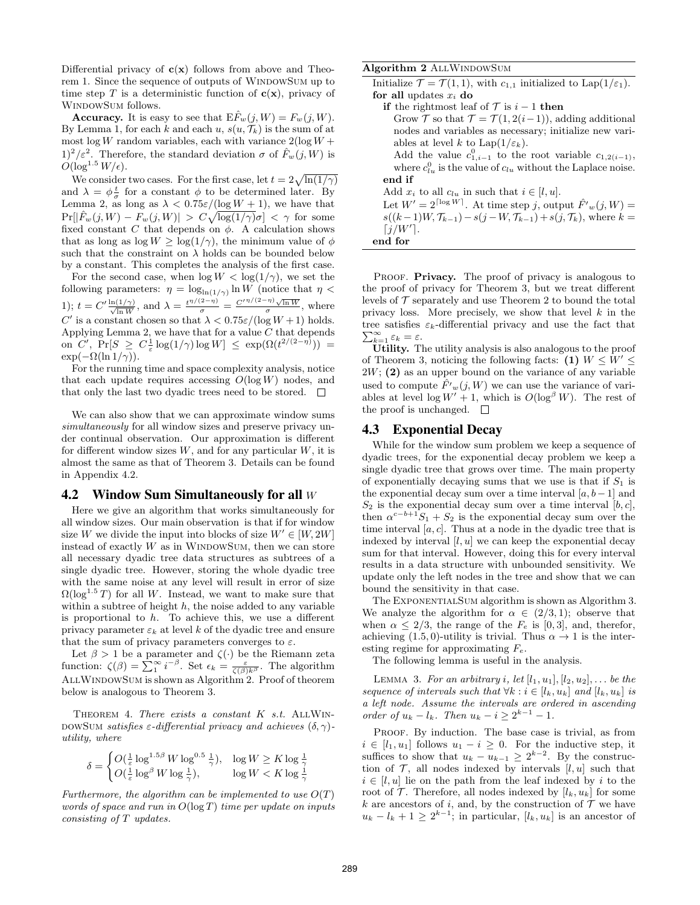Differential privacy of $\mathbf{c}(\mathbf{x})$ follows from above and Theorem 1. Since the sequence of outputs of WindowSum up to time step $T$ is a deterministic function of $\mathbf{c}(\mathbf{x})$, privacy of WindowSum follows.

**Accuracy.** It is easy to see that $\mathrm{E}\hat{F}_w(j,W) = F_w(j,W)$. By Lemma 1, for each $k$ and each $u$, $s(u, \mathcal{T}_k)$ is the sum of at most $\log W$ random variables, each with variance $2(\log W + 1)^2/\varepsilon^2$. Therefore, the standard deviation $\sigma$ of $\hat{F}_w(j,W)$ is $O(\log^{1.5} W/\epsilon)$.

We consider two cases. For the first case, let $t = 2\sqrt{\ln(1/\gamma)}$ and $\lambda = \phi\frac{t}{\sigma}$ for a constant $\phi$ to be determined later. By Lemma 2, as long as $\lambda < 0.75\varepsilon/(\log W + 1)$, we have that $\Pr[|\hat{F}_w(j,W) - F_w(j,W)| > C\sqrt{\log(1/\gamma)}\sigma] < \gamma$ for some fixed constant $C$ that depends on $\phi$. A calculation shows that as long as $\log W \geq \log(1/\gamma)$, the minimum value of $\phi$ such that the constraint on $\lambda$ holds can be bounded below by a constant. This completes the analysis of the first case.

For the second case, when $\log W < \log(1/\gamma)$, we set the following parameters: $\eta = \log_{\ln(1/\gamma)} \ln W$ (notice that $\eta < 1$); $t = C'\frac{\ln(1/\gamma)}{\sqrt{\ln W}}$, and $\lambda = \frac{t^{\eta/(2-\eta)}}{\sigma} = \frac{C'^{\eta/(2-\eta)}\sqrt{\ln W}}{\sigma}$, where $C'$ is a constant chosen so that $\lambda < 0.75\varepsilon/(\log W + 1)$ holds. Applying Lemma 2, we have that for a value $C$ that depends on $C'$, $\Pr[S \geq C\frac{1}{\varepsilon}\log(1/\gamma)\log W] \leq \exp(\Omega(t^{2/(2-\eta)})) = \exp(-\Omega(\ln 1/\gamma))$.

For the running time and space complexity analysis, notice that each update requires accessing $O(\log W)$ nodes, and that only the last two dyadic trees need to be stored. □

We can also show that we can approximate window sums *simultaneously* for all window sizes and preserve privacy under continual observation. Our approximation is different for different window sizes $W$, and for any particular $W$, it is almost the same as that of Theorem 3. Details can be found in Appendix 4.2.

## 4.2 Window Sum Simultaneously for all $W$

Here we give an algorithm that works simultaneously for all window sizes. Our main observation is that if for window size $W$ we divide the input into blocks of size $W' \in [W, 2W]$ instead of exactly $W$ as in WindowSum, then we can store all necessary dyadic tree data structures as subtrees of a single dyadic tree. However, storing the whole dyadic tree with the same noise at any level will result in error of size $\Omega(\log^{1.5} T)$ for all $W$. Instead, we want to make sure that within a subtree of height $h$, the noise added to any variable is proportional to $h$. To achieve this, we use a different privacy parameter $\varepsilon_k$ at level $k$ of the dyadic tree and ensure that the sum of privacy parameters converges to $\varepsilon$.

Let $\beta > 1$ be a parameter and $\zeta(\cdot)$ be the Riemann zeta function: $\zeta(\beta) = \sum_1^\infty i^{-\beta}$. Set $\epsilon_k = \frac{\varepsilon}{\zeta(\beta)k^\beta}$. The algorithm AllWindowSum is shown as Algorithm 2. Proof of theorem below is analogous to Theorem 3.

Theorem 4. *There exists a constant $K$ s.t.* AllWindowSum *satisfies $\varepsilon$-differential privacy and achieves $(\delta,\gamma)$-utility, where*

$$\delta = \begin{cases} O(\frac{1}{\varepsilon}\log^{1.5\beta} W \log^{0.5}\frac{1}{\gamma}), & \log W \geq K\log\frac{1}{\gamma} \\ O(\frac{1}{\varepsilon}\log^{\beta} W \log\frac{1}{\gamma}), & \log W < K\log\frac{1}{\gamma} \end{cases}$$

*Furthermore, the algorithm can be implemented to use $O(T)$ words of space and run in $O(\log T)$ time per update on inputs consisting of $T$ updates.*

**Algorithm 2** AllWindowSum

```
Initialize T = T(1,1), with c_{1,1} initialized to Lap(1/ε_1).
for all updates x_i do
    if the rightmost leaf of T is i − 1 then
        Grow T so that T = T(1, 2(i−1)), adding additional
        nodes and variables as necessary; initialize new vari-
        ables at level k to Lap(1/ε_k).
        Add the value c^0_{1,i−1} to the root variable c_{1,2(i−1)},
        where c^0_{lu} is the value of c_{lu} without the Laplace noise.
    end if
    Add x_i to all c_{lu} in such that i ∈ [l,u].
    Let W' = 2^{⌈log W⌉}. At time step j, output F̂'_w(j,W) =
    s((k−1)W, T_{k−1}) − s(j−W, T_{k−1}) + s(j, T_k), where k =
    ⌈j/W'⌉.
end for
```

Proof. **Privacy.** The proof of privacy is analogous to the proof of privacy for Theorem 3, but we treat different levels of $\mathcal{T}$ separately and use Theorem 2 to bound the total privacy loss. More precisely, we show that level $k$ in the tree satisfies $\varepsilon_k$-differential privacy and use the fact that $\sum_{k=1}^\infty \varepsilon_k = \varepsilon$.

**Utility.** The utility analysis is also analogous to the proof of Theorem 3, noticing the following facts: **(1)** $W \leq W' \leq 2W$; **(2)** as an upper bound on the variance of any variable used to compute $\hat{F'}_w(j,W)$ we can use the variance of variables at level $\log W' + 1$, which is $O(\log^\beta W)$. The rest of the proof is unchanged. □

## 4.3 Exponential Decay

While for the window sum problem we keep a sequence of dyadic trees, for the exponential decay problem we keep a single dyadic tree that grows over time. The main property of exponentially decaying sums that we use is that if $S_1$ is the exponential decay sum over a time interval $[a, b-1]$ and $S_2$ is the exponential decay sum over a time interval $[b, c]$, then $\alpha^{c-b+1}S_1 + S_2$ is the exponential decay sum over the time interval $[a, c]$. Thus at a node in the dyadic tree that is indexed by interval $[l, u]$ we can keep the exponential decay sum for that interval. However, doing this for every interval results in a data structure with unbounded sensitivity. We update only the left nodes in the tree and show that we can bound the sensitivity in that case.

The ExponentialSum algorithm is shown as Algorithm 3. We analyze the algorithm for $\alpha \in (2/3, 1)$; observe that when $\alpha \leq 2/3$, the range of the $F_e$ is $[0, 3]$, and, therefor, achieving $(1.5, 0)$-utility is trivial. Thus $\alpha \to 1$ is the interesting regime for approximating $F_e$.

The following lemma is useful in the analysis.

Lemma 3. *For an arbitrary $i$, let $[l_1, u_1], [l_2, u_2], \ldots$ be the sequence of intervals such that $\forall k : i \in [l_k, u_k]$ and $[l_k, u_k]$ is a left node. Assume the intervals are ordered in ascending order of $u_k - l_k$. Then $u_k - i \geq 2^{k-1} - 1$.*

Proof. By induction. The base case is trivial, as from $i \in [l_1, u_1]$ follows $u_1 - i \geq 0$. For the inductive step, it suffices to show that $u_k - u_{k-1} \geq 2^{k-2}$. By the construction of $\mathcal{T}$, all nodes indexed by intervals $[l, u]$ such that $i \in [l, u]$ lie on the path from the leaf indexed by $i$ to the root of $\mathcal{T}$. Therefore, all nodes indexed by $[l_k, u_k]$ for some $k$ are ancestors of $i$, and, by the construction of $\mathcal{T}$ we have $u_k - l_k + 1 \geq 2^{k-1}$; in particular, $[l_k, u_k]$ is an ancestor of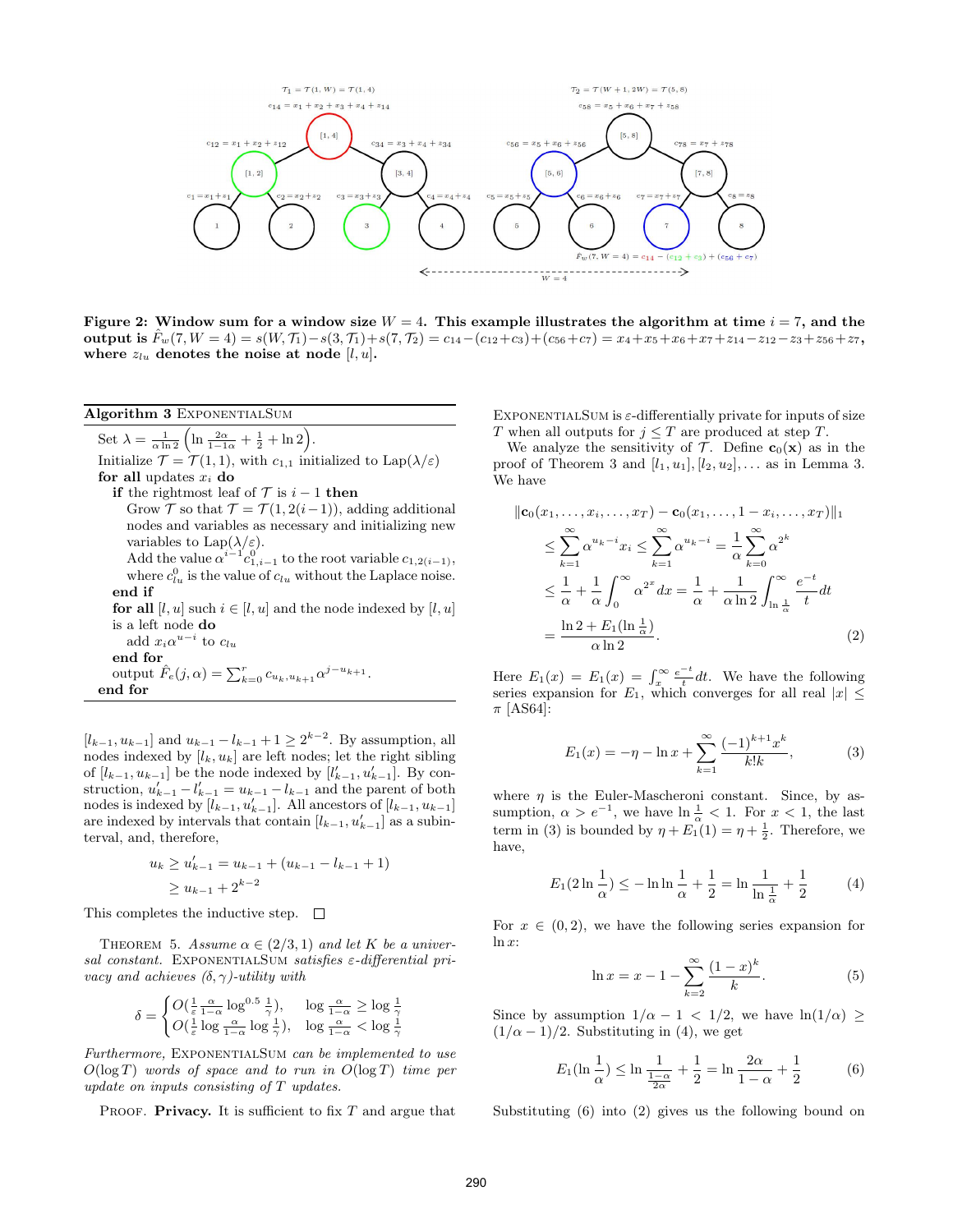**Figure 2: Window sum for a window size $W = 4$. This example illustrates the algorithm at time $i = 7$, and the output is $\hat{F}_w(7, W = 4) = s(W, \mathcal{T}_1) - s(3, \mathcal{T}_1) + s(7, \mathcal{T}_2) = c_{14} - (c_{12} + c_3) + (c_{56} + c_7) = x_4 + x_5 + x_6 + x_7 + z_{14} - z_{12} - z_3 + z_{56} + z_7$, where $z_{lu}$ denotes the noise at node $[l, u]$.**

**Algorithm 3** ExponentialSum

> Set $\lambda = \frac{1}{\alpha \ln 2}\left(\ln \frac{2\alpha}{1-\alpha} + \frac{1}{2} + \ln 2\right)$.
> Initialize $\mathcal{T} = \mathcal{T}(1, 1)$, with $c_{1,1}$ initialized to $\mathrm{Lap}(\lambda/\varepsilon)$
> **for all** updates $x_i$ **do**
>   **if** the rightmost leaf of $\mathcal{T}$ is $i - 1$ **then**
>     Grow $\mathcal{T}$ so that $\mathcal{T} = \mathcal{T}(1, 2(i-1))$, adding additional nodes and variables as necessary and initializing new variables to $\mathrm{Lap}(\lambda/\varepsilon)$.
>     Add the value $\alpha^{i-1} c^0_{1,i-1}$ to the root variable $c_{1,2(i-1)}$, where $c^0_{lu}$ is the value of $c_{lu}$ without the Laplace noise.
>   **end if**
>   **for all** $[l, u]$ such $i \in [l, u]$ and the node indexed by $[l, u]$ is a left node **do**
>     add $x_i \alpha^{u-i}$ to $c_{lu}$
>   **end for**
>   output $\hat{F}_e(j, \alpha) = \sum_{k=0}^{r} c_{u_k, u_{k+1}} \alpha^{j - u_{k+1}}$.
> **end for**

$[l_{k-1}, u_{k-1}]$ and $u_{k-1} - l_{k-1} + 1 \geq 2^{k-2}$. By assumption, all nodes indexed by $[l_k, u_k]$ are left nodes; let the right sibling of $[l_{k-1}, u_{k-1}]$ be the node indexed by $[l'_{k-1}, u'_{k-1}]$. By construction, $u'_{k-1} - l'_{k-1} = u_{k-1} - l_{k-1}$ and the parent of both nodes is indexed by $[l_{k-1}, u'_{k-1}]$. All ancestors of $[l_{k-1}, u_{k-1}]$ are indexed by intervals that contain $[l_{k-1}, u'_{k-1}]$ as a subinterval, and, therefore,

$$
\begin{aligned}
u_k &\geq u'_{k-1} = u_{k-1} + (u_{k-1} - l_{k-1} + 1) \\
&\geq u_{k-1} + 2^{k-2}
\end{aligned}
$$

This completes the inductive step. □

Theorem 5. *Assume $\alpha \in (2/3, 1)$ and let $K$ be a universal constant.* ExponentialSum *satisfies $\varepsilon$-differential privacy and achieves $(\delta, \gamma)$-utility with*

$$
\delta = \begin{cases} O\left(\frac{1}{\varepsilon} \frac{\alpha}{1-\alpha} \log^{0.5} \frac{1}{\gamma}\right), & \log \frac{\alpha}{1-\alpha} \geq \log \frac{1}{\gamma} \\ O\left(\frac{1}{\varepsilon} \log \frac{\alpha}{1-\alpha} \log \frac{1}{\gamma}\right), & \log \frac{\alpha}{1-\alpha} < \log \frac{1}{\gamma} \end{cases}
$$

*Furthermore,* ExponentialSum *can be implemented to use $O(\log T)$ words of space and to run in $O(\log T)$ time per update on inputs consisting of $T$ updates.*

Proof. **Privacy.** It is sufficient to fix $T$ and argue that ExponentialSum is $\varepsilon$-differentially private for inputs of size $T$ when all outputs for $j \leq T$ are produced at step $T$.

We analyze the sensitivity of $\mathcal{T}$. Define $\mathbf{c}_0(\mathbf{x})$ as in the proof of Theorem 3 and $[l_1, u_1], [l_2, u_2], \ldots$ as in Lemma 3. We have

$$
\begin{aligned}
\|\mathbf{c}_0(x_1, \ldots, x_i, \ldots, x_T) - \mathbf{c}_0(x_1, \ldots, 1 - x_i, \ldots, x_T)\|_1 \\
\leq \sum_{k=1}^{\infty} \alpha^{u_k - i} x_i \leq \sum_{k=1}^{\infty} \alpha^{u_k - i} = \frac{1}{\alpha} \sum_{k=0}^{\infty} \alpha^{2^k} \\
\leq \frac{1}{\alpha} + \frac{1}{\alpha} \int_0^{\infty} \alpha^{2^x} dx = \frac{1}{\alpha} + \frac{1}{\alpha \ln 2} \int_{\ln \frac{1}{\alpha}}^{\infty} \frac{e^{-t}}{t} dt \\
= \frac{\ln 2 + E_1(\ln \frac{1}{\alpha})}{\alpha \ln 2}. \qquad (2)
\end{aligned}
$$

Here $E_1(x) = E_1(x) = \int_x^{\infty} \frac{e^{-t}}{t} dt$. We have the following series expansion for $E_1$, which converges for all real $|x| \leq \pi$ [AS64]:

$$
E_1(x) = -\eta - \ln x + \sum_{k=1}^{\infty} \frac{(-1)^{k+1} x^k}{k! k}, \qquad (3)
$$

where $\eta$ is the Euler-Mascheroni constant. Since, by assumption, $\alpha > e^{-1}$, we have $\ln \frac{1}{\alpha} < 1$. For $x < 1$, the last term in (3) is bounded by $\eta + E_1(1) = \eta + \frac{1}{2}$. Therefore, we have,

$$
E_1(2 \ln \frac{1}{\alpha}) \leq -\ln \ln \frac{1}{\alpha} + \frac{1}{2} = \ln \frac{1}{\ln \frac{1}{\alpha}} + \frac{1}{2} \qquad (4)
$$

For $x \in (0, 2)$, we have the following series expansion for $\ln x$:

$$
\ln x = x - 1 - \sum_{k=2}^{\infty} \frac{(1-x)^k}{k}. \qquad (5)
$$

Since by assumption $1/\alpha - 1 < 1/2$, we have $\ln(1/\alpha) \geq (1/\alpha - 1)/2$. Substituting in (4), we get

$$
E_1(\ln \frac{1}{\alpha}) \leq \ln \frac{1}{\frac{1-\alpha}{2\alpha}} + \frac{1}{2} = \ln \frac{2\alpha}{1-\alpha} + \frac{1}{2} \qquad (6)
$$

Substituting (6) into (2) gives us the following bound on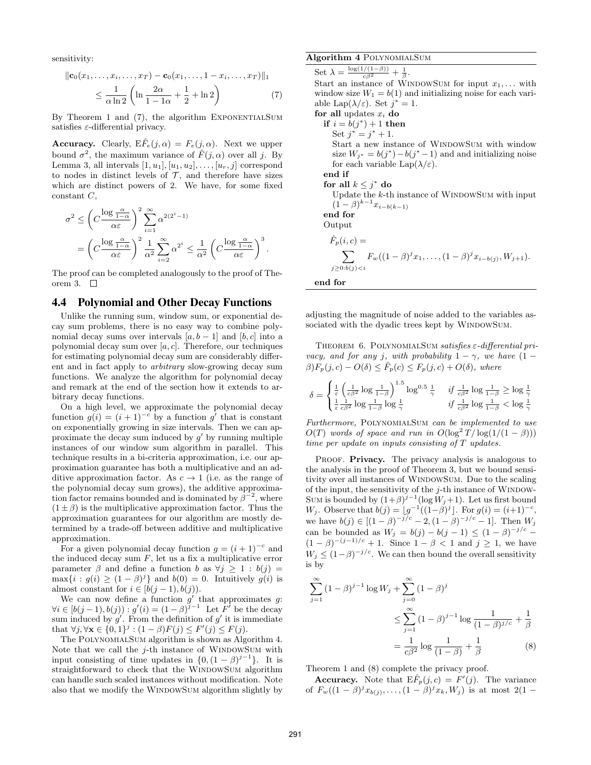sensitivity:

$$\|\mathbf{c}_0(x_1,\ldots,x_i,\ldots,x_T) - \mathbf{c}_0(x_1,\ldots,1-x_i,\ldots,x_T)\|_1 \leq \frac{1}{\alpha \ln 2}\left(\ln \frac{2\alpha}{1-1\alpha} + \frac{1}{2} + \ln 2\right) \quad (7)$$

By Theorem 1 and (7), the algorithm ExponentialSum satisfies $\varepsilon$-differential privacy.

**Accuracy.** Clearly, $\mathrm{E}\hat{F}_e(j,\alpha) = F_e(j,\alpha)$. Next we upper bound $\sigma^2$, the maximum variance of $\hat{F}(j,\alpha)$ over all $j$. By Lemma 3, all intervals $[1,u_1],[u_1,u_2],\ldots,[u_r,j]$ correspond to nodes in distinct levels of $\mathcal{T}$, and therefore have sizes which are distinct powers of 2. We have, for some fixed constant $C$,

$$\sigma^2 \leq \left(C\frac{\log\frac{\alpha}{1-\alpha}}{\alpha\varepsilon}\right)^2 \sum_{i=1}^{\infty} \alpha^{2(2^i-1)} = \left(C\frac{\log\frac{\alpha}{1-\alpha}}{\alpha\varepsilon}\right)^2 \frac{1}{\alpha^2}\sum_{i=2}^{\infty}\alpha^{2^i} \leq \frac{1}{\alpha^2}\left(C\frac{\log\frac{\alpha}{1-\alpha}}{\alpha\varepsilon}\right)^3.$$

The proof can be completed analogously to the proof of Theorem 3. □

## 4.4 Polynomial and Other Decay Functions

Unlike the running sum, window sum, or exponential decay sum problems, there is no easy way to combine polynomial decay sums over intervals $[a, b-1]$ and $[b, c]$ into a polynomial decay sum over $[a, c]$. Therefore, our techniques for estimating polynomial decay sum are considerably different and in fact apply to *arbitrary* slow-growing decay sum functions. We analyze the algorithm for polynomial decay and remark at the end of the section how it extends to arbitrary decay functions.

On a high level, we approximate the polynomial decay function $g(i) = (i+1)^{-c}$ by a function $g'$ that is constant on exponentially growing in size intervals. Then we can approximate the decay sum induced by $g'$ by running multiple instances of our window sum algorithm in parallel. This technique results in a bi-criteria approximation, i.e. our approximation guarantee has both a multiplicative and an additive approximation factor. As $c \to 1$ (i.e. as the range of the polynomial decay sum grows), the additive approximation factor remains bounded and is dominated by $\beta^{-2}$, where $(1 \pm \beta)$ is the multiplicative approximation factor. Thus the approximation guarantees for our algorithm are mostly determined by a trade-off between additive and multiplicative approximation.

For a given polynomial decay function $g = (i+1)^{-c}$ and the induced decay sum $F$, let us a fix a multiplicative error parameter $\beta$ and define a function $b$ as $\forall j \geq 1 : b(j) = \max\{i : g(i) \geq (1-\beta)^j\}$ and $b(0) = 0$. Intuitively $g(i)$ is almost constant for $i \in [b(j-1), b(j))$.

We can now define a function $g'$ that approximates $g$: $\forall i \in [b(j-1), b(j)) : g'(i) = (1-\beta)^{j-1}$ Let $F'$ be the decay sum induced by $g'$. From the definition of $g'$ it is immediate that $\forall j, \forall \mathbf{x} \in \{0,1\}^j : (1-\beta)F(j) \leq F'(j) \leq F(j)$.

The PolynomialSum algorithm is shown as Algorithm 4. Note that we call the $j$-th instance of WindowSum with input consisting of time updates in $\{0, (1-\beta)^{j-1}\}$. It is straightforward to check that the WindowSum algorithm can handle such scaled instances without modification. Note also that we modify the WindowSum algorithm slightly by adjusting the magnitude of noise added to the variables associated with the dyadic trees kept by WindowSum.

**Algorithm 4** PolynomialSum

```
Set λ = log(1/(1−β))/(cβ²) + 1/β.
Start an instance of WindowSum for input x_1, ... with
window size W_1 = b(1) and initializing noise for each vari-
able Lap(λ/ε). Set j* = 1.
for all updates x_i do
  if i = b(j*) + 1 then
    Set j* = j* + 1.
    Start a new instance of WindowSum with window
    size W_{j*} = b(j*) − b(j* − 1) and and initializing noise
    for each variable Lap(λ/ε).
  end if
  for all k ≤ j* do
    Update the k-th instance of WindowSum with input
    (1 − β)^{k−1} x_{i−b(k−1)}
  end for
  Output
    F̂_p(i, c) = Σ_{j≥0: b(j)<i} F_w((1 − β)^j x_1, ..., (1 − β)^j x_{i−b(j)}, W_{j+1}).
end for
```

Theorem 6. *PolynomialSum satisfies $\varepsilon$-differential privacy, and for any $j$, with probability $1-\gamma$, we have $(1-\beta)F_p(j,c) - O(\delta) \leq \hat{F}_p(c) \leq F_p(j,c) + O(\delta)$, where*

$$\delta = \begin{cases} \frac{1}{\varepsilon}\left(\frac{1}{c\beta^2}\log\frac{1}{1-\beta}\right)^{1.5}\log^{0.5}\frac{1}{\gamma} & \text{if } \frac{1}{c\beta^2}\log\frac{1}{1-\beta} \geq \log\frac{1}{\gamma} \\ \frac{1}{\varepsilon}\frac{1}{c\beta^2}\log\frac{1}{1-\beta}\log\frac{1}{\gamma} & \text{if } \frac{1}{c\beta^2}\log\frac{1}{1-\beta} < \log\frac{1}{\gamma} \end{cases}$$

*Furthermore, PolynomialSum can be implemented to use $O(T)$ words of space and run in $O(\log^2 T/\log(1/(1-\beta)))$ time per update on inputs consisting of $T$ updates.*

Proof. **Privacy.** The privacy analysis is analogous to the analysis in the proof of Theorem 3, but we bound sensitivity over all instances of WindowSum. Due to the scaling of the input, the sensitivity of the $j$-th instance of WindowSum is bounded by $(1+\beta)^{j-1}(\log W_j + 1)$. Let us first bound $W_j$. Observe that $b(j) = \lfloor g^{-1}((1-\beta)^j\rfloor$. For $g(i) = (i+1)^{-c}$, we have $b(j) \in [(1-\beta)^{-j/c} - 2, (1-\beta)^{-j/c} - 1]$. Then $W_j$ can be bounded as $W_j = b(j) - b(j-1) \leq (1-\beta)^{-j/c} - (1-\beta)^{-(j-1)/c} + 1$. Since $1-\beta < 1$ and $j \geq 1$, we have $W_j \leq (1-\beta)^{-j/c}$. We can then bound the overall sensitivity is by

$$\sum_{j=1}^{\infty}(1-\beta)^{j-1}\log W_j + \sum_{j=0}^{\infty}(1-\beta)^j \leq \sum_{j=1}^{\infty}(1-\beta)^{j-1}\log\frac{1}{(1-\beta)^{j/c}} + \frac{1}{\beta} = \frac{1}{c\beta^2}\log\frac{1}{(1-\beta)} + \frac{1}{\beta} \quad (8)$$

Theorem 1 and (8) complete the privacy proof.

**Accuracy.** Note that $\mathrm{E}\hat{F}_p(j,c) = F'(j)$. The variance of $F_w((1-\beta)^j x_{b(j)},\ldots,(1-\beta)^j x_k, W_j)$ is at most $2(1-$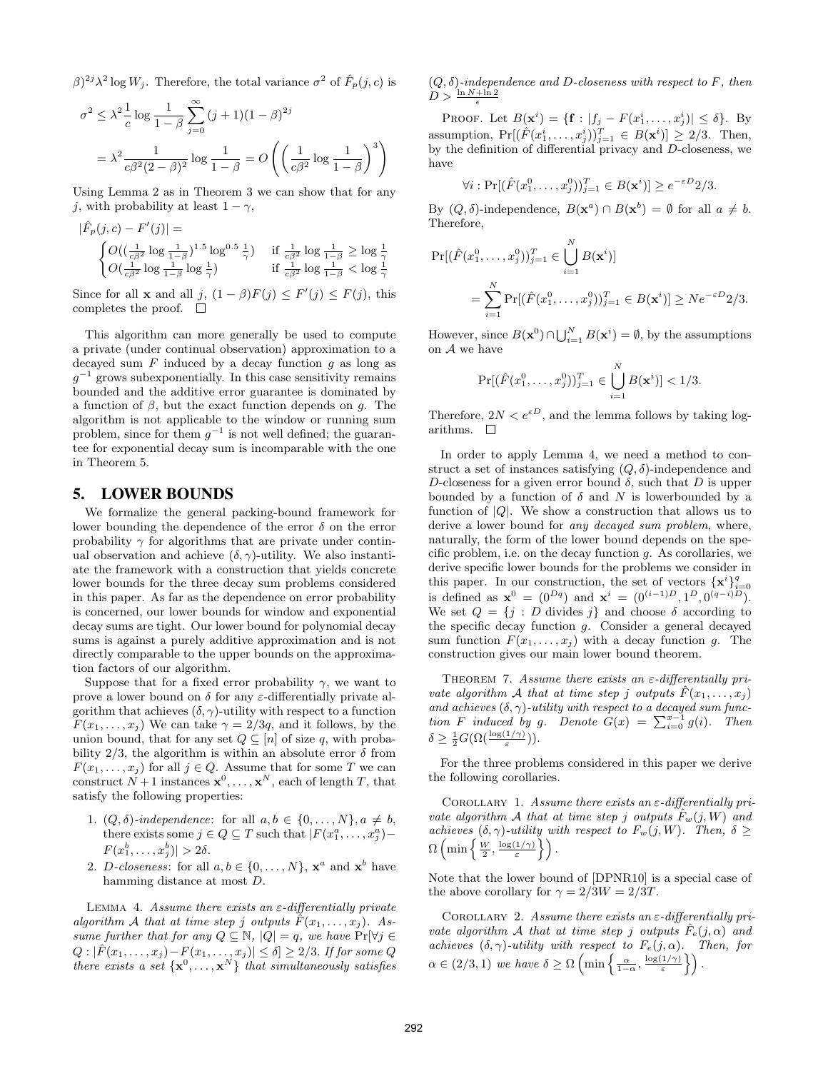$\beta)^{2j}\lambda^2 \log W_j$. Therefore, the total variance $\sigma^2$ of $\hat{F}_p(j,c)$ is

$$\sigma^2 \leq \lambda^2 \frac{1}{c} \log \frac{1}{1-\beta} \sum_{j=0}^{\infty} (j+1)(1-\beta)^{2j}$$
$$= \lambda^2 \frac{1}{c\beta^2(2-\beta)^2} \log \frac{1}{1-\beta} = O\left(\left(\frac{1}{c\beta^2} \log \frac{1}{1-\beta}\right)^3\right)$$

Using Lemma 2 as in Theorem 3 we can show that for any $j$, with probability at least $1-\gamma$,

$$|\hat{F}_p(j,c) - F'(j)| =$$
$$\begin{cases} O((\frac{1}{c\beta^2} \log \frac{1}{1-\beta})^{1.5} \log^{0.5} \frac{1}{\gamma}) & \text{if } \frac{1}{c\beta^2} \log \frac{1}{1-\beta} \geq \log \frac{1}{\gamma} \\ O(\frac{1}{c\beta^2} \log \frac{1}{1-\beta} \log \frac{1}{\gamma}) & \text{if } \frac{1}{c\beta^2} \log \frac{1}{1-\beta} < \log \frac{1}{\gamma} \end{cases}$$

Since for all $\mathbf{x}$ and all $j$, $(1-\beta)F(j) \leq F'(j) \leq F(j)$, this completes the proof. □

This algorithm can more generally be used to compute a private (under continual observation) approximation to a decayed sum $F$ induced by a decay function $g$ as long as $g^{-1}$ grows subexponentially. In this case sensitivity remains bounded and the additive error guarantee is dominated by a function of $\beta$, but the exact function depends on $g$. The algorithm is not applicable to the window or running sum problem, since for them $g^{-1}$ is not well defined; the guarantee for exponential decay sum is incomparable with the one in Theorem 5.

## 5. LOWER BOUNDS

We formalize the general packing-bound framework for lower bounding the dependence of the error $\delta$ on the error probability $\gamma$ for algorithms that are private under continual observation and achieve $(\delta,\gamma)$-utility. We also instantiate the framework with a construction that yields concrete lower bounds for the three decay sum problems considered in this paper. As far as the dependence on error probability is concerned, our lower bounds for window and exponential decay sums is against a purely additive approximation and is not directly comparable to the upper bounds on the approximation factors of our algorithm.

Suppose that for a fixed error probability $\gamma$, we want to prove a lower bound on $\delta$ for any $\varepsilon$-differentially private algorithm that achieves $(\delta,\gamma)$-utility with respect to a function $F(x_1,\ldots,x_j)$ We can take $\gamma = 2/3q$, and it follows, by the union bound, that for any set $Q \subseteq [n]$ of size $q$, with probability $2/3$, the algorithm is within an absolute error $\delta$ from $F(x_1,\ldots,x_j)$ for all $j \in Q$. Assume that for some $T$ we can construct $N+1$ instances $\mathbf{x}^0,\ldots,\mathbf{x}^N$, each of length $T$, that satisfy the following properties:

1. $(Q,\delta)$-*independence*: for all $a,b \in \{0,\ldots,N\}, a \neq b$, there exists some $j \in Q \subseteq T$ such that $|F(x_1^a,\ldots,x_j^a) - F(x_1^b,\ldots,x_j^b)| > 2\delta$.
2. $D$-*closeness*: for all $a,b \in \{0,\ldots,N\}$, $\mathbf{x}^a$ and $\mathbf{x}^b$ have hamming distance at most $D$.

Lemma 4. *Assume there exists an $\varepsilon$-differentially private algorithm $\mathcal{A}$ that at time step $j$ outputs $\hat{F}(x_1,\ldots,x_j)$. Assume further that for any $Q \subseteq \mathbb{N}$, $|Q| = q$, we have $\Pr[\forall j \in Q : |\hat{F}(x_1,\ldots,x_j) - F(x_1,\ldots,x_j)| \leq \delta] \geq 2/3$. If for some $Q$ there exists a set $\{\mathbf{x}^0,\ldots,\mathbf{x}^N\}$ that simultaneously satisfies $(Q,\delta)$-independence and $D$-closeness with respect to $F$, then $D > \frac{\ln N + \ln 2}{\epsilon}$*

Proof. Let $B(\mathbf{x}^i) = \{\mathbf{f} : |f_j - F(x_1^i,\ldots,x_j^i)| \leq \delta\}$. By assumption, $\Pr[(\hat{F}(x_1^i,\ldots,x_j^i))_{j=1}^T \in B(\mathbf{x}^i)] \geq 2/3$. Then, by the definition of differential privacy and $D$-closeness, we have

$$\forall i : \Pr[(\hat{F}(x_1^0,\ldots,x_j^0))_{j=1}^T \in B(\mathbf{x}^i)] \geq e^{-\varepsilon D} 2/3.$$

By $(Q,\delta)$-independence, $B(\mathbf{x}^a) \cap B(\mathbf{x}^b) = \emptyset$ for all $a \neq b$. Therefore,

$$\Pr[(\hat{F}(x_1^0,\ldots,x_j^0))_{j=1}^T \in \bigcup_{i=1}^N B(\mathbf{x}^i)]$$
$$= \sum_{i=1}^N \Pr[(\hat{F}(x_1^0,\ldots,x_j^0))_{j=1}^T \in B(\mathbf{x}^i)] \geq N e^{-\varepsilon D} 2/3.$$

However, since $B(\mathbf{x}^0) \cap \bigcup_{i=1}^N B(\mathbf{x}^i) = \emptyset$, by the assumptions on $\mathcal{A}$ we have

$$\Pr[(\hat{F}(x_1^0,\ldots,x_j^0))_{j=1}^T \in \bigcup_{i=1}^N B(\mathbf{x}^i)] < 1/3.$$

Therefore, $2N < e^{\varepsilon D}$, and the lemma follows by taking logarithms. □

In order to apply Lemma 4, we need a method to construct a set of instances satisfying $(Q,\delta)$-independence and $D$-closeness for a given error bound $\delta$, such that $D$ is upper bounded by a function of $\delta$ and $N$ is lowerbounded by a function of $|Q|$. We show a construction that allows us to derive a lower bound for *any decayed sum problem*, where, naturally, the form of the lower bound depends on the specific problem, i.e. on the decay function $g$. As corollaries, we derive specific lower bounds for the problems we consider in this paper. In our construction, the set of vectors $\{\mathbf{x}^i\}_{i=0}^q$ is defined as $\mathbf{x}^0 = (0^{Dq})$ and $\mathbf{x}^i = (0^{(i-1)D}, 1^D, 0^{(q-i)D})$. We set $Q = \{j : D \text{ divides } j\}$ and choose $\delta$ according to the specific decay function $g$. Consider a general decayed sum function $F(x_1,\ldots,x_j)$ with a decay function $g$. The construction gives our main lower bound theorem.

Theorem 7. *Assume there exists an $\varepsilon$-differentially private algorithm $\mathcal{A}$ that at time step $j$ outputs $\hat{F}(x_1,\ldots,x_j)$ and achieves $(\delta,\gamma)$-utility with respect to a decayed sum function $F$ induced by $g$. Denote $G(x) = \sum_{i=0}^{x-1} g(i)$. Then $\delta \geq \frac{1}{2} G(\Omega(\frac{\log(1/\gamma)}{\varepsilon}))$.*

For the three problems considered in this paper we derive the following corollaries.

Corollary 1. *Assume there exists an $\varepsilon$-differentially private algorithm $\mathcal{A}$ that at time step $j$ outputs $\hat{F}_w(j,W)$ and achieves $(\delta,\gamma)$-utility with respect to $F_w(j,W)$. Then, $\delta \geq \Omega\left(\min\left\{\frac{W}{2}, \frac{\log(1/\gamma)}{\varepsilon}\right\}\right)$.*

Note that the lower bound of [DPNR10] is a special case of the above corollary for $\gamma = 2/3W = 2/3T$.

Corollary 2. *Assume there exists an $\varepsilon$-differentially private algorithm $\mathcal{A}$ that at time step $j$ outputs $\hat{F}_e(j,\alpha)$ and achieves $(\delta,\gamma)$-utility with respect to $F_e(j,\alpha)$. Then, for $\alpha \in (2/3, 1)$ we have $\delta \geq \Omega\left(\min\left\{\frac{\alpha}{1-\alpha}, \frac{\log(1/\gamma)}{\varepsilon}\right\}\right)$.*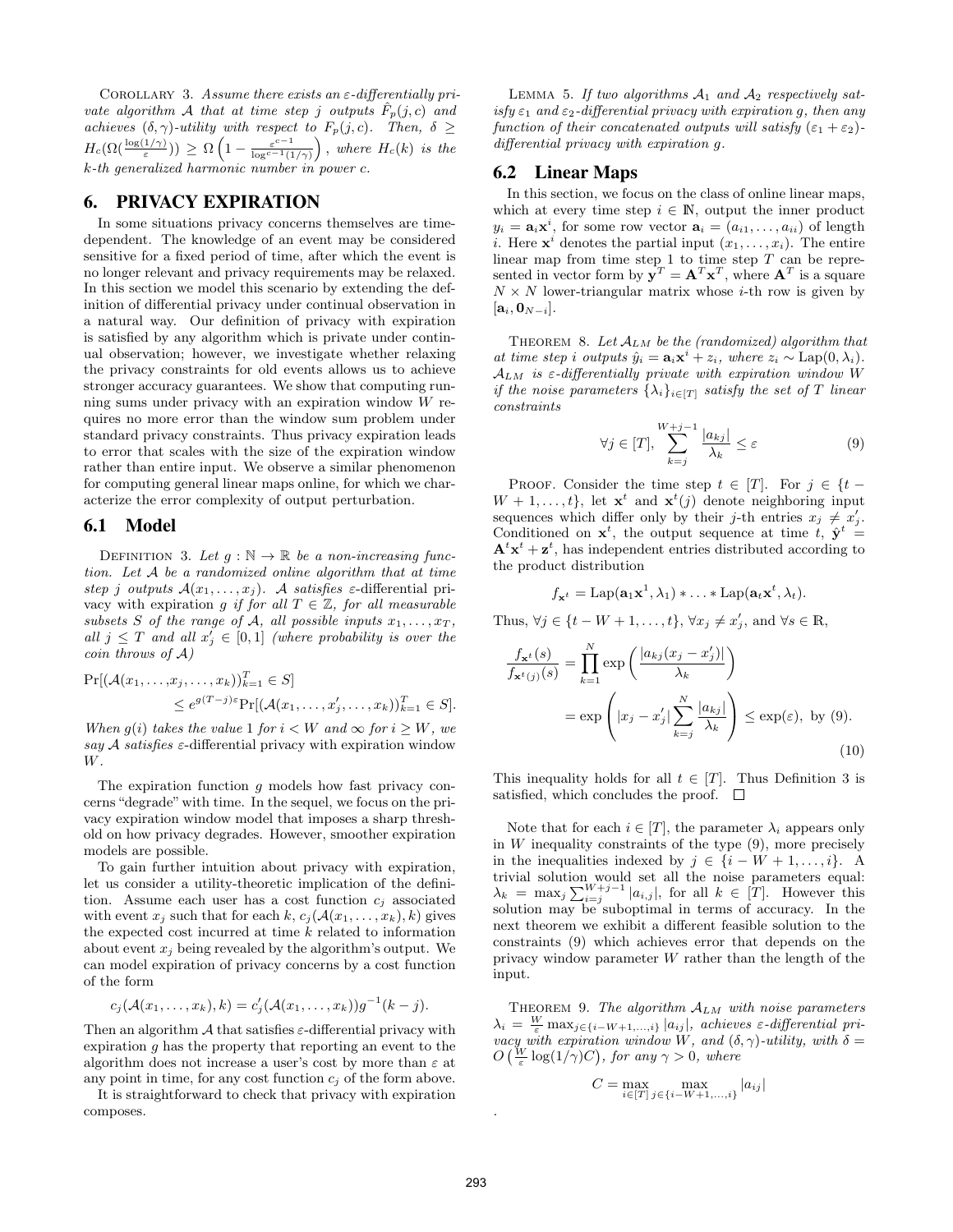COROLLARY 3. *Assume there exists an $\varepsilon$-differentially private algorithm $\mathcal{A}$ that at time step $j$ outputs $\hat{F}_p(j,c)$ and achieves $(\delta,\gamma)$-utility with respect to $F_p(j,c)$. Then, $\delta \geq H_c(\Omega(\frac{\log(1/\gamma)}{\varepsilon})) \geq \Omega\left(1 - \frac{\varepsilon^{c-1}}{\log^{c-1}(1/\gamma)}\right)$, where $H_c(k)$ is the $k$-th generalized harmonic number in power $c$.*

## 6. PRIVACY EXPIRATION

In some situations privacy concerns themselves are time-dependent. The knowledge of an event may be considered sensitive for a fixed period of time, after which the event is no longer relevant and privacy requirements may be relaxed. In this section we model this scenario by extending the definition of differential privacy under continual observation in a natural way. Our definition of privacy with expiration is satisfied by any algorithm which is private under continual observation; however, we investigate whether relaxing the privacy constraints for old events allows us to achieve stronger accuracy guarantees. We show that computing running sums under privacy with an expiration window $W$ requires no more error than the window sum problem under standard privacy constraints. Thus privacy expiration leads to error that scales with the size of the expiration window rather than entire input. We observe a similar phenomenon for computing general linear maps online, for which we characterize the error complexity of output perturbation.

### 6.1 Model

DEFINITION 3. *Let $g : \mathbb{N} \to \mathbb{R}$ be a non-increasing function. Let $\mathcal{A}$ be a randomized online algorithm that at time step $j$ outputs $\mathcal{A}(x_1,\ldots,x_j)$. $\mathcal{A}$ satisfies $\varepsilon$-*differential privacy with expiration $g$ *if for all $T \in \mathbb{Z}$, for all measurable subsets $S$ of the range of $\mathcal{A}$, all possible inputs $x_1,\ldots,x_T$, all $j \leq T$ and all $x'_j \in [0,1]$ (where probability is over the coin throws of $\mathcal{A}$)*

$$\Pr[(\mathcal{A}(x_1,\ldots,x_j,\ldots,x_k))_{k=1}^T \in S] \leq e^{g(T-j)\varepsilon}\Pr[(\mathcal{A}(x_1,\ldots,x'_j,\ldots,x_k))_{k=1}^T \in S].$$

*When $g(i)$ takes the value 1 for $i < W$ and $\infty$ for $i \geq W$, we say $\mathcal{A}$ satisfies $\varepsilon$-*differential privacy with expiration window *$W$.*

The expiration function $g$ models how fast privacy concerns "degrade" with time. In the sequel, we focus on the privacy expiration window model that imposes a sharp threshold on how privacy degrades. However, smoother expiration models are possible.

To gain further intuition about privacy with expiration, let us consider a utility-theoretic implication of the definition. Assume each user has a cost function $c_j$ associated with event $x_j$ such that for each $k$, $c_j(\mathcal{A}(x_1,\ldots,x_k),k)$ gives the expected cost incurred at time $k$ related to information about event $x_j$ being revealed by the algorithm's output. We can model expiration of privacy concerns by a cost function of the form

$$c_j(\mathcal{A}(x_1,\ldots,x_k),k) = c'_j(\mathcal{A}(x_1,\ldots,x_k))g^{-1}(k-j).$$

Then an algorithm $\mathcal{A}$ that satisfies $\varepsilon$-differential privacy with expiration $g$ has the property that reporting an event to the algorithm does not increase a user's cost by more than $\varepsilon$ at any point in time, for any cost function $c_j$ of the form above.

It is straightforward to check that privacy with expiration composes.

LEMMA 5. *If two algorithms $\mathcal{A}_1$ and $\mathcal{A}_2$ respectively satisfy $\varepsilon_1$ and $\varepsilon_2$-differential privacy with expiration $g$, then any function of their concatenated outputs will satisfy $(\varepsilon_1+\varepsilon_2)$-differential privacy with expiration $g$.*

### 6.2 Linear Maps

In this section, we focus on the class of online linear maps, which at every time step $i \in \mathbb{N}$, output the inner product $y_i = \mathbf{a}_i\mathbf{x}^i$, for some row vector $\mathbf{a}_i = (a_{i1},\ldots,a_{ii})$ of length $i$. Here $\mathbf{x}^i$ denotes the partial input $(x_1,\ldots,x_i)$. The entire linear map from time step 1 to time step $T$ can be represented in vector form by $\mathbf{y}^T = \mathbf{A}^T\mathbf{x}^T$, where $\mathbf{A}^T$ is a square $N \times N$ lower-triangular matrix whose $i$-th row is given by $[\mathbf{a}_i, \mathbf{0}_{N-i}]$.

THEOREM 8. *Let $\mathcal{A}_{LM}$ be the (randomized) algorithm that at time step $i$ outputs $\hat{y}_i = \mathbf{a}_i\mathbf{x}^i + z_i$, where $z_i \sim \mathrm{Lap}(0,\lambda_i)$. $\mathcal{A}_{LM}$ is $\varepsilon$-differentially private with expiration window $W$ if the noise parameters $\{\lambda_i\}_{i\in[T]}$ satisfy the set of $T$ linear constraints*

$$\forall j \in [T], \sum_{k=j}^{W+j-1}\frac{|a_{kj}|}{\lambda_k} \leq \varepsilon \tag{9}$$

PROOF. Consider the time step $t \in [T]$. For $j \in \{t-W+1,\ldots,t\}$, let $\mathbf{x}^t$ and $\mathbf{x}^t(j)$ denote neighboring input sequences which differ only by their $j$-th entries $x_j \neq x'_j$. Conditioned on $\mathbf{x}^t$, the output sequence at time $t$, $\hat{\mathbf{y}}^t = \mathbf{A}^t\mathbf{x}^t + \mathbf{z}^t$, has independent entries distributed according to the product distribution

$$f_{\mathbf{x}^t} = \mathrm{Lap}(\mathbf{a}_1\mathbf{x}^1,\lambda_1) * \ldots * \mathrm{Lap}(\mathbf{a}_t\mathbf{x}^t,\lambda_t).$$

Thus, $\forall j \in \{t-W+1,\ldots,t\}$, $\forall x_j \neq x'_j$, and $\forall s \in \mathbb{R}$,

$$\frac{f_{\mathbf{x}^t}(s)}{f_{\mathbf{x}^t(j)}(s)} = \prod_{k=1}^{N}\exp\left(\frac{|a_{kj}(x_j - x'_j)|}{\lambda_k}\right) = \exp\left(|x_j - x'_j|\sum_{k=j}^{N}\frac{|a_{kj}|}{\lambda_k}\right) \leq \exp(\varepsilon), \text{ by (9).} \tag{10}$$

This inequality holds for all $t \in [T]$. Thus Definition 3 is satisfied, which concludes the proof. $\square$

Note that for each $i \in [T]$, the parameter $\lambda_i$ appears only in $W$ inequality constraints of the type (9), more precisely in the inequalities indexed by $j \in \{i-W+1,\ldots,i\}$. A trivial solution would set all the noise parameters equal: $\lambda_k = \max_j \sum_{i=j}^{W+j-1}|a_{i,j}|$, for all $k \in [T]$. However this solution may be suboptimal in terms of accuracy. In the next theorem we exhibit a different feasible solution to the constraints (9) which achieves error that depends on the privacy window parameter $W$ rather than the length of the input.

THEOREM 9. *The algorithm $\mathcal{A}_{LM}$ with noise parameters $\lambda_i = \frac{W}{\varepsilon}\max_{j\in\{i-W+1,\ldots,i\}}|a_{ij}|$, achieves $\varepsilon$-differential privacy with expiration window $W$, and $(\delta,\gamma)$-utility, with $\delta = O\left(\frac{W}{\varepsilon}\log(1/\gamma)C\right)$, for any $\gamma > 0$, where*

$$C = \max_{i\in[T]}\max_{j\in\{i-W+1,\ldots,i\}}|a_{ij}|$$

.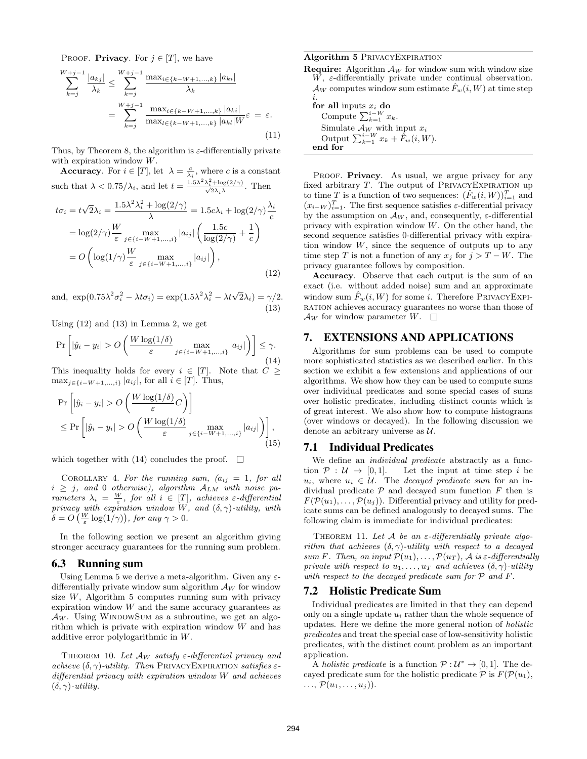PROOF. **Privacy**. For $j \in [T]$, we have

$$\sum_{k=j}^{W+j-1} \frac{|a_{kj}|}{\lambda_k} \leq \sum_{k=j}^{W+j-1} \frac{\max_{i \in \{k-W+1,\ldots,k\}} |a_{ki}|}{\lambda_k}$$
$$= \sum_{k=j}^{W+j-1} \frac{\max_{i \in \{k-W+1,\ldots,k\}} |a_{ki}|}{\max_{l \in \{k-W+1,\ldots,k\}} |a_{kl}| W} \varepsilon = \varepsilon. \tag{11}$$

Thus, by Theorem 8, the algorithm is $\varepsilon$-differentially private with expiration window $W$.

**Accuracy**. For $i \in [T]$, let $\lambda = \frac{c}{\lambda_i}$, where $c$ is a constant such that $\lambda < 0.75/\lambda_i$, and let $t = \frac{1.5\lambda^2\lambda_i^2 + \log(2/\gamma)}{\sqrt{2}\lambda_i \lambda}$. Then

$$t\sigma_i = t\sqrt{2}\lambda_i = \frac{1.5\lambda^2\lambda_i^2 + \log(2/\gamma)}{\lambda} = 1.5c\lambda_i + \log(2/\gamma)\frac{\lambda_i}{c}$$
$$= \log(2/\gamma)\frac{W}{\varepsilon} \max_{j \in \{i-W+1,\ldots,i\}} |a_{ij}| \left( \frac{1.5c}{\log(2/\gamma)} + \frac{1}{c} \right)$$
$$= O\left( \log(1/\gamma) \frac{W}{\varepsilon} \max_{j \in \{i-W+1,\ldots,i\}} |a_{ij}| \right), \tag{12}$$

and, $\exp(0.75\lambda^2\sigma_i^2 - \lambda t \sigma_i) = \exp(1.5\lambda^2\lambda_i^2 - \lambda t\sqrt{2}\lambda_i) = \gamma/2.$ (13)

Using (12) and (13) in Lemma 2, we get

$$\Pr\left[ |\hat{y}_i - y_i| > O\left( \frac{W \log(1/\delta)}{\varepsilon} \max_{j \in \{i-W+1,\ldots,i\}} |a_{ij}| \right) \right] \leq \gamma. \tag{14}$$

This inequality holds for every $i \in [T]$. Note that $C \geq \max_{j \in \{i-W+1,\ldots,i\}} |a_{ij}|$, for all $i \in [T]$. Thus,

$$\Pr\left[ |\hat{y}_i - y_i| > O\left( \frac{W \log(1/\delta)}{\varepsilon} C \right) \right]$$
$$\leq \Pr\left[ |\hat{y}_i - y_i| > O\left( \frac{W \log(1/\delta)}{\varepsilon} \max_{j \in \{i-W+1,\ldots,i\}} |a_{ij}| \right) \right], \tag{15}$$

which together with (14) concludes the proof. $\square$

COROLLARY 4. *For the running sum, ($a_{ij} = 1$, for all $i \geq j$, and 0 otherwise), algorithm $\mathcal{A}_{LM}$ with noise parameters $\lambda_i = \frac{W}{\varepsilon}$, for all $i \in [T]$, achieves $\varepsilon$-differential privacy with expiration window $W$, and $(\delta, \gamma)$-utility, with $\delta = O\left(\frac{W}{\varepsilon} \log(1/\gamma)\right)$, for any $\gamma > 0$.*

In the following section we present an algorithm giving stronger accuracy guarantees for the running sum problem.

## 6.3 Running sum

Using Lemma 5 we derive a meta-algorithm. Given any $\varepsilon$-differentially private window sum algorithm $\mathcal{A}_W$ for window size $W$, Algorithm 5 computes running sum with privacy expiration window $W$ and the same accuracy guarantees as $\mathcal{A}_W$. Using WINDOWSUM as a subroutine, we get an algorithm which is private with expiration window $W$ and has additive error polylogarithmic in $W$.

THEOREM 10. *Let $\mathcal{A}_W$ satisfy $\varepsilon$-differential privacy and achieve $(\delta, \gamma)$-utility. Then PRIVACYEXPIRATION satisfies $\varepsilon$-differential privacy with expiration window $W$ and achieves $(\delta, \gamma)$-utility.*

**Algorithm 5** PRIVACYEXPIRATION

**Require:** Algorithm $\mathcal{A}_W$ for window sum with window size $W$, $\varepsilon$-differentially private under continual observation. $\mathcal{A}_W$ computes window sum estimate $\hat{F}_w(i, W)$ at time step $i$.
**for all** inputs $x_i$ **do**
  Compute $\sum_{k=1}^{i-W} x_k$.
  Simulate $\mathcal{A}_W$ with input $x_i$
  Output $\sum_{k=1}^{i-W} x_k + \hat{F}_w(i, W)$.
**end for**

PROOF. **Privacy**. As usual, we argue privacy for any fixed arbitrary $T$. The output of PRIVACYEXPIRATION up to time $T$ is a function of two sequences: $(\hat{F}_w(i, W))_{i=1}^T$ and $(x_{i-W})_{i=1}^T$. The first sequence satisfies $\varepsilon$-differential privacy by the assumption on $\mathcal{A}_W$, and, consequently, $\varepsilon$-differential privacy with expiration window $W$. On the other hand, the second sequence satisfies 0-differential privacy with expiration window $W$, since the sequence of outputs up to any time step $T$ is not a function of any $x_j$ for $j > T - W$. The privacy guarantee follows by composition.

**Accuracy**. Observe that each output is the sum of an exact (i.e. without added noise) sum and an approximate window sum $\hat{F}_w(i, W)$ for some $i$. Therefore PRIVACYEXPIRATION achieves accuracy guarantees no worse than those of $\mathcal{A}_W$ for window parameter $W$. $\square$

# 7. EXTENSIONS AND APPLICATIONS

Algorithms for sum problems can be used to compute more sophisticated statistics as we described earlier. In this section we exhibit a few extensions and applications of our algorithms. We show how they can be used to compute sums over individual predicates and some special cases of sums over holistic predicates, including distinct counts which is of great interest. We also show how to compute histograms (over windows or decayed). In the following discussion we denote an arbitrary universe as $\mathcal{U}$.

## 7.1 Individual Predicates

We define an *individual predicate* abstractly as a function $\mathcal{P} : \mathcal{U} \to [0, 1]$. Let the input at time step $i$ be $u_i$, where $u_i \in \mathcal{U}$. The *decayed predicate sum* for an individual predicate $\mathcal{P}$ and decayed sum function $F$ then is $F(\mathcal{P}(u_1), \ldots, \mathcal{P}(u_j))$. Differential privacy and utility for predicate sums can be defined analogously to decayed sums. The following claim is immediate for individual predicates:

THEOREM 11. *Let $\mathcal{A}$ be an $\varepsilon$-differentially private algorithm that achieves $(\delta, \gamma)$-utility with respect to a decayed sum $F$. Then, on input $\mathcal{P}(u_1), \ldots, \mathcal{P}(u_T)$, $\mathcal{A}$ is $\varepsilon$-differentially private with respect to $u_1, \ldots, u_T$ and achieves $(\delta, \gamma)$-utility with respect to the decayed predicate sum for $\mathcal{P}$ and $F$.*

## 7.2 Holistic Predicate Sum

Individual predicates are limited in that they can depend only on a single update $u_i$ rather than the whole sequence of updates. Here we define the more general notion of *holistic predicates* and treat the special case of low-sensitivity holistic predicates, with the distinct count problem as an important application.

A *holistic predicate* is a function $\mathcal{P} : \mathcal{U}^* \to [0, 1]$. The decayed predicate sum for the holistic predicate $\mathcal{P}$ is $F(\mathcal{P}(u_1), \ldots, \mathcal{P}(u_1, \ldots, u_j))$.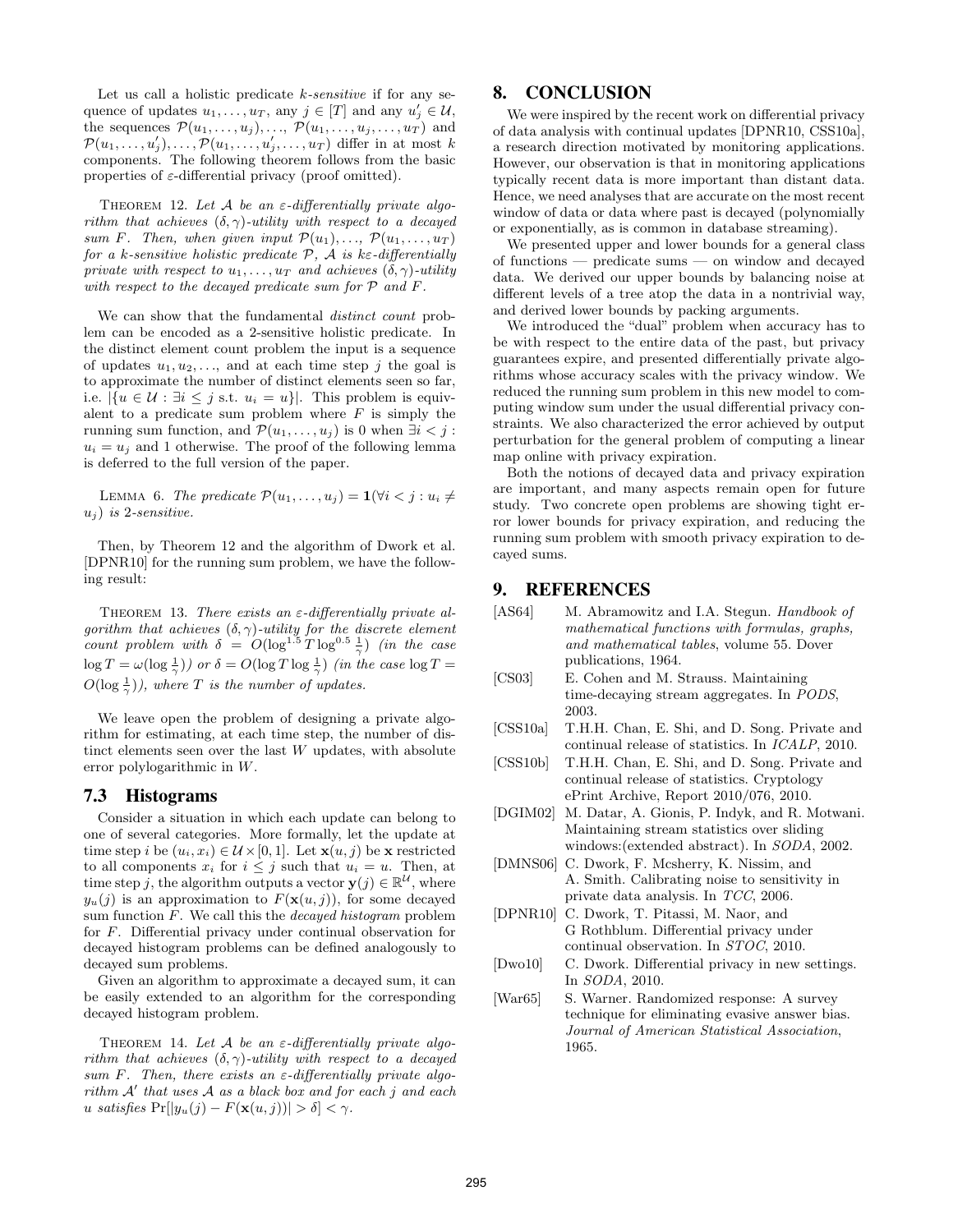Let us call a holistic predicate *k-sensitive* if for any sequence of updates $u_1, \ldots, u_T$, any $j \in [T]$ and any $u'_j \in \mathcal{U}$, the sequences $\mathcal{P}(u_1, \ldots, u_j), \ldots, \mathcal{P}(u_1, \ldots, u_j, \ldots, u_T)$ and $\mathcal{P}(u_1, \ldots, u'_j), \ldots, \mathcal{P}(u_1, \ldots, u'_j, \ldots, u_T)$ differ in at most $k$ components. The following theorem follows from the basic properties of $\varepsilon$-differential privacy (proof omitted).

THEOREM 12. *Let $\mathcal{A}$ be an $\varepsilon$-differentially private algorithm that achieves $(\delta, \gamma)$-utility with respect to a decayed sum $F$. Then, when given input $\mathcal{P}(u_1), \ldots, \mathcal{P}(u_1, \ldots, u_T)$ for a $k$-sensitive holistic predicate $\mathcal{P}$, $\mathcal{A}$ is $k\varepsilon$-differentially private with respect to $u_1, \ldots, u_T$ and achieves $(\delta, \gamma)$-utility with respect to the decayed predicate sum for $\mathcal{P}$ and $F$.*

We can show that the fundamental *distinct count* problem can be encoded as a 2-sensitive holistic predicate. In the distinct element count problem the input is a sequence of updates $u_1, u_2, \ldots$, and at each time step $j$ the goal is to approximate the number of distinct elements seen so far, i.e. $|\{u \in \mathcal{U} : \exists i \leq j \text{ s.t. } u_i = u\}|$. This problem is equivalent to a predicate sum problem where $F$ is simply the running sum function, and $\mathcal{P}(u_1, \ldots, u_j)$ is 0 when $\exists i < j : u_i = u_j$ and 1 otherwise. The proof of the following lemma is deferred to the full version of the paper.

LEMMA 6. *The predicate $\mathcal{P}(u_1, \ldots, u_j) = \mathbf{1}(\forall i < j : u_i \neq u_j)$ is 2-sensitive.*

Then, by Theorem 12 and the algorithm of Dwork et al. [DPNR10] for the running sum problem, we have the following result:

THEOREM 13. *There exists an $\varepsilon$-differentially private algorithm that achieves $(\delta, \gamma)$-utility for the discrete element count problem with $\delta = O(\log^{1.5} T \log^{0.5} \frac{1}{\gamma})$ (in the case $\log T = \omega(\log \frac{1}{\gamma})$) or $\delta = O(\log T \log \frac{1}{\gamma})$ (in the case $\log T = O(\log \frac{1}{\gamma})$), where $T$ is the number of updates.*

We leave open the problem of designing a private algorithm for estimating, at each time step, the number of distinct elements seen over the last $W$ updates, with absolute error polylogarithmic in $W$.

### 7.3 Histograms

Consider a situation in which each update can belong to one of several categories. More formally, let the update at time step $i$ be $(u_i, x_i) \in \mathcal{U} \times [0, 1]$. Let $\mathbf{x}(u, j)$ be $\mathbf{x}$ restricted to all components $x_i$ for $i \leq j$ such that $u_i = u$. Then, at time step $j$, the algorithm outputs a vector $\mathbf{y}(j) \in \mathbb{R}^{\mathcal{U}}$, where $y_u(j)$ is an approximation to $F(\mathbf{x}(u, j))$, for some decayed sum function $F$. We call this the *decayed histogram* problem for $F$. Differential privacy under continual observation for decayed histogram problems can be defined analogously to decayed sum problems.

Given an algorithm to approximate a decayed sum, it can be easily extended to an algorithm for the corresponding decayed histogram problem.

THEOREM 14. *Let $\mathcal{A}$ be an $\varepsilon$-differentially private algorithm that achieves $(\delta, \gamma)$-utility with respect to a decayed sum $F$. Then, there exists an $\varepsilon$-differentially private algorithm $\mathcal{A}'$ that uses $\mathcal{A}$ as a black box and for each $j$ and each $u$ satisfies $\Pr[|y_u(j) - F(\mathbf{x}(u, j))| > \delta] < \gamma$.*

## 8. CONCLUSION

We were inspired by the recent work on differential privacy of data analysis with continual updates [DPNR10, CSS10a], a research direction motivated by monitoring applications. However, our observation is that in monitoring applications typically recent data is more important than distant data. Hence, we need analyses that are accurate on the most recent window of data or data where past is decayed (polynomially or exponentially, as is common in database streaming).

We presented upper and lower bounds for a general class of functions — predicate sums — on window and decayed data. We derived our upper bounds by balancing noise at different levels of a tree atop the data in a nontrivial way, and derived lower bounds by packing arguments.

We introduced the "dual" problem when accuracy has to be with respect to the entire data of the past, but privacy guarantees expire, and presented differentially private algorithms whose accuracy scales with the privacy window. We reduced the running sum problem in this new model to computing window sum under the usual differential privacy constraints. We also characterized the error achieved by output perturbation for the general problem of computing a linear map online with privacy expiration.

Both the notions of decayed data and privacy expiration are important, and many aspects remain open for future study. Two concrete open problems are showing tight error lower bounds for privacy expiration, and reducing the running sum problem with smooth privacy expiration to decayed sums.

## 9. REFERENCES

[AS64] M. Abramowitz and I.A. Stegun. *Handbook of mathematical functions with formulas, graphs, and mathematical tables*, volume 55. Dover publications, 1964.

[CS03] E. Cohen and M. Strauss. Maintaining time-decaying stream aggregates. In *PODS*, 2003.

[CSS10a] T.H.H. Chan, E. Shi, and D. Song. Private and continual release of statistics. In *ICALP*, 2010.

[CSS10b] T.H.H. Chan, E. Shi, and D. Song. Private and continual release of statistics. Cryptology ePrint Archive, Report 2010/076, 2010.

[DGIM02] M. Datar, A. Gionis, P. Indyk, and R. Motwani. Maintaining stream statistics over sliding windows:(extended abstract). In *SODA*, 2002.

[DMNS06] C. Dwork, F. Mcsherry, K. Nissim, and A. Smith. Calibrating noise to sensitivity in private data analysis. In *TCC*, 2006.

[DPNR10] C. Dwork, T. Pitassi, M. Naor, and G Rothblum. Differential privacy under continual observation. In *STOC*, 2010.

[Dwo10] C. Dwork. Differential privacy in new settings. In *SODA*, 2010.

[War65] S. Warner. Randomized response: A survey technique for eliminating evasive answer bias. *Journal of American Statistical Association*, 1965.